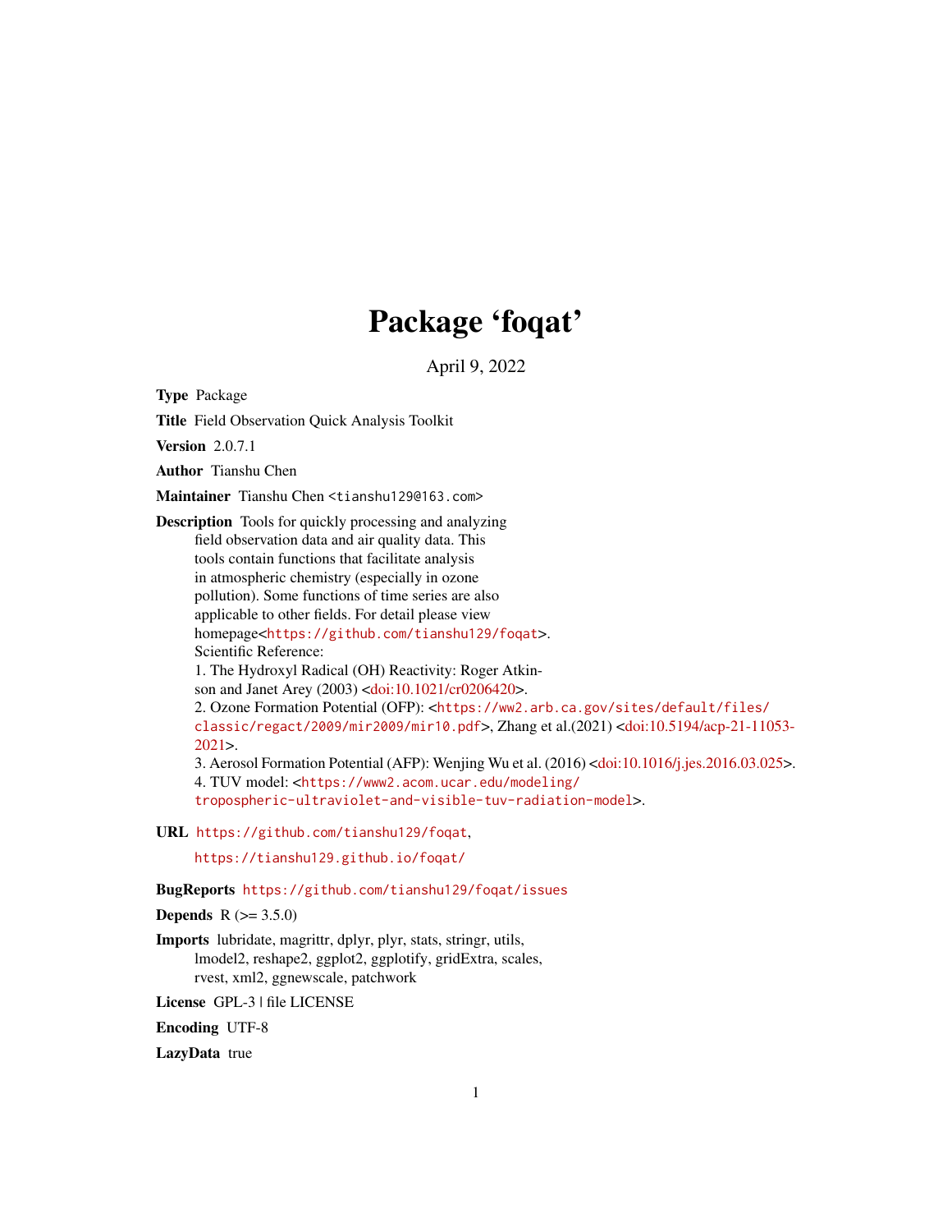# Package 'foqat'

April 9, 2022

**Type** Package

**Title** Field Observation Quick Analysis Toolkit

**Version** 2.0.7.1

**Author** Tianshu Chen

**Maintainer** Tianshu Chen <tianshu129@163.com>

**Description** Tools for quickly processing and analyzing field observation data and air quality data. This tools contain functions that facilitate analysis in atmospheric chemistry (especially in ozone pollution). Some functions of time series are also applicable to other fields. For detail please view homepage<https://github.com/tianshu129/foqat>.
Scientific Reference:
1. The Hydroxyl Radical (OH) Reactivity: Roger Atkinson and Janet Arey (2003) <doi:10.1021/cr0206420>.
2. Ozone Formation Potential (OFP): <https://ww2.arb.ca.gov/sites/default/files/classic/regact/2009/mir2009/mir10.pdf>, Zhang et al.(2021) <doi:10.5194/acp-21-11053-2021>.
3. Aerosol Formation Potential (AFP): Wenjing Wu et al. (2016) <doi:10.1016/j.jes.2016.03.025>.
4. TUV model: <https://www2.acom.ucar.edu/modeling/tropospheric-ultraviolet-and-visible-tuv-radiation-model>.

**URL** https://github.com/tianshu129/foqat,
https://tianshu129.github.io/foqat/

**BugReports** https://github.com/tianshu129/foqat/issues

**Depends** R (>= 3.5.0)

**Imports** lubridate, magrittr, dplyr, plyr, stats, stringr, utils, lmodel2, reshape2, ggplot2, ggplotify, gridExtra, scales, rvest, xml2, ggnewscale, patchwork

**License** GPL-3 | file LICENSE

**Encoding** UTF-8

**LazyData** true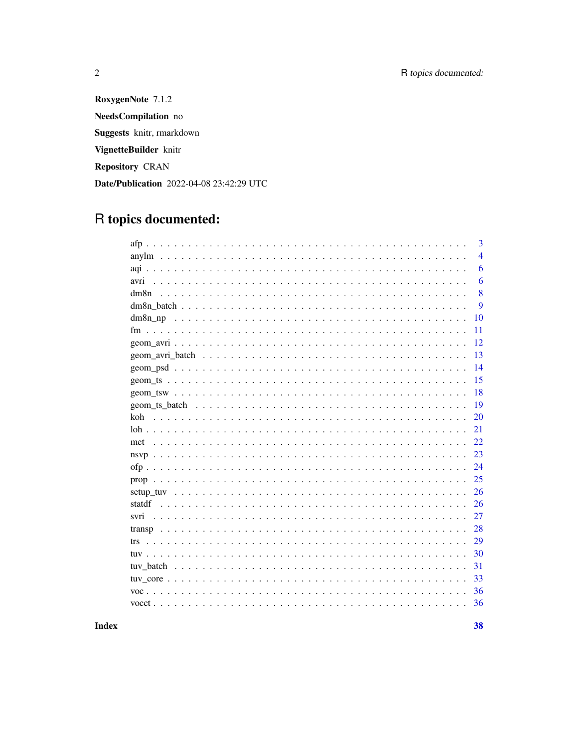**RoxygenNote** 7.1.2

**NeedsCompilation** no

**Suggests** knitr, rmarkdown

**VignetteBuilder** knitr

**Repository** CRAN

**Date/Publication** 2022-04-08 23:42:29 UTC

# R topics documented:

| | |
|---|---|
| afp | 3 |
| anylm | 4 |
| aqi | 6 |
| avri | 6 |
| dm8n | 8 |
| dm8n_batch | 9 |
| dm8n_np | 10 |
| fm | 11 |
| geom_avri | 12 |
| geom_avri_batch | 13 |
| geom_psd | 14 |
| geom_ts | 15 |
| geom_tsw | 18 |
| geom_ts_batch | 19 |
| koh | 20 |
| loh | 21 |
| met | 22 |
| nsvp | 23 |
| ofp | 24 |
| prop | 25 |
| setup_tuv | 26 |
| statdf | 26 |
| svri | 27 |
| transp | 28 |
| trs | 29 |
| tuv | 30 |
| tuv_batch | 31 |
| tuv_core | 33 |
| voc | 36 |
| vocct | 36 |

**Index** **38**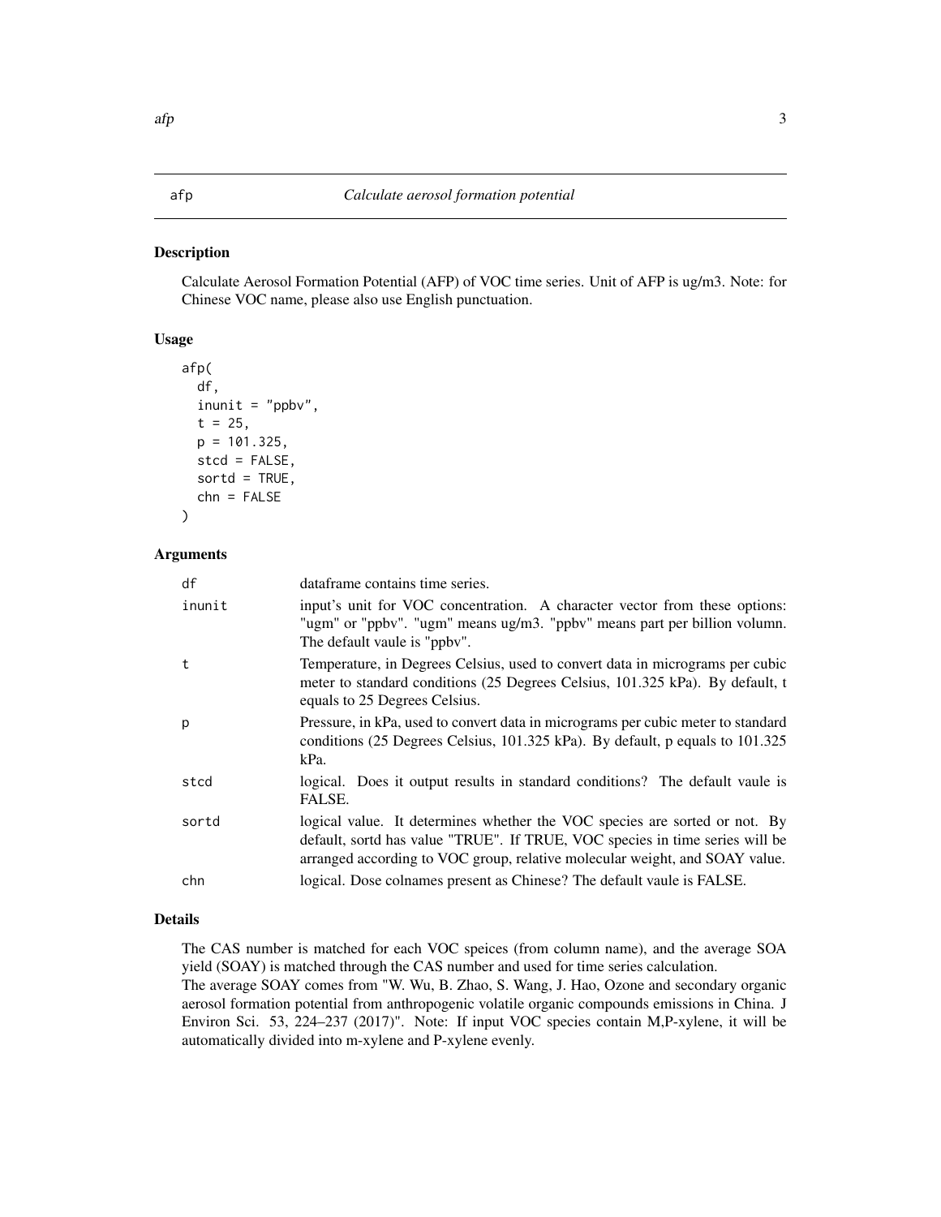# afp — *Calculate aerosol formation potential*

## Description

Calculate Aerosol Formation Potential (AFP) of VOC time series. Unit of AFP is ug/m3. Note: for Chinese VOC name, please also use English punctuation.

## Usage

```
afp(
  df,
  inunit = "ppbv",
  t = 25,
  p = 101.325,
  stcd = FALSE,
  sortd = TRUE,
  chn = FALSE
)
```

## Arguments

| Argument | Description |
|---|---|
| df | dataframe contains time series. |
| inunit | input's unit for VOC concentration. A character vector from these options: "ugm" or "ppbv". "ugm" means ug/m3. "ppbv" means part per billion volumn. The default vaule is "ppbv". |
| t | Temperature, in Degrees Celsius, used to convert data in micrograms per cubic meter to standard conditions (25 Degrees Celsius, 101.325 kPa). By default, t equals to 25 Degrees Celsius. |
| p | Pressure, in kPa, used to convert data in micrograms per cubic meter to standard conditions (25 Degrees Celsius, 101.325 kPa). By default, p equals to 101.325 kPa. |
| stcd | logical. Does it output results in standard conditions? The default vaule is FALSE. |
| sortd | logical value. It determines whether the VOC species are sorted or not. By default, sortd has value "TRUE". If TRUE, VOC species in time series will be arranged according to VOC group, relative molecular weight, and SOAY value. |
| chn | logical. Dose colnames present as Chinese? The default vaule is FALSE. |

## Details

The CAS number is matched for each VOC speices (from column name), and the average SOA yield (SOAY) is matched through the CAS number and used for time series calculation.

The average SOAY comes from "W. Wu, B. Zhao, S. Wang, J. Hao, Ozone and secondary organic aerosol formation potential from anthropogenic volatile organic compounds emissions in China. J Environ Sci. 53, 224–237 (2017)". Note: If input VOC species contain M,P-xylene, it will be automatically divided into m-xylene and P-xylene evenly.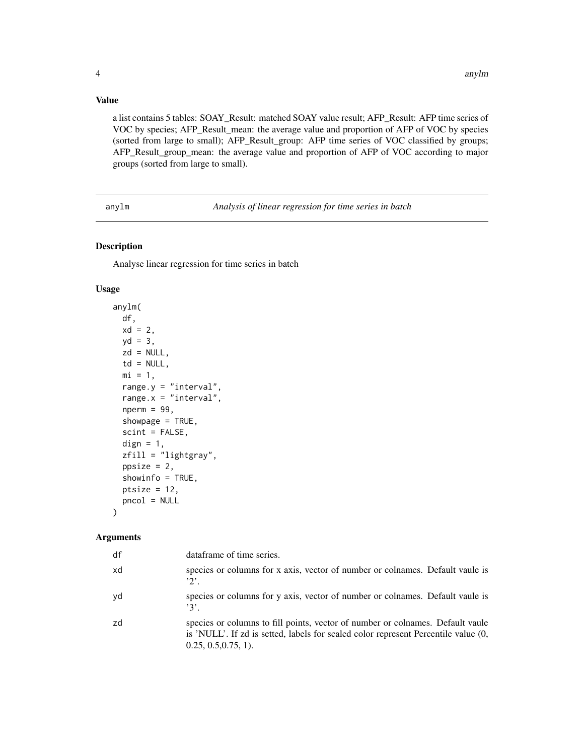### Value

a list contains 5 tables: SOAY_Result: matched SOAY value result; AFP_Result: AFP time series of VOC by species; AFP_Result_mean: the average value and proportion of AFP of VOC by species (sorted from large to small); AFP_Result_group: AFP time series of VOC classified by groups; AFP_Result_group_mean: the average value and proportion of AFP of VOC according to major groups (sorted from large to small).

---

## anylm — *Analysis of linear regression for time series in batch*

### Description

Analyse linear regression for time series in batch

### Usage

```
anylm(
  df,
  xd = 2,
  yd = 3,
  zd = NULL,
  td = NULL,
  mi = 1,
  range.y = "interval",
  range.x = "interval",
  nperm = 99,
  showpage = TRUE,
  scint = FALSE,
  dign = 1,
  zfill = "lightgray",
  ppsize = 2,
  showinfo = TRUE,
  ptsize = 12,
  pncol = NULL
)
```

### Arguments

| | |
|---|---|
| df | dataframe of time series. |
| xd | species or columns for x axis, vector of number or colnames. Default vaule is '2'. |
| yd | species or columns for y axis, vector of number or colnames. Default vaule is '3'. |
| zd | species or columns to fill points, vector of number or colnames. Default vaule is 'NULL'. If zd is setted, labels for scaled color represent Percentile value (0, 0.25, 0.5,0.75, 1). |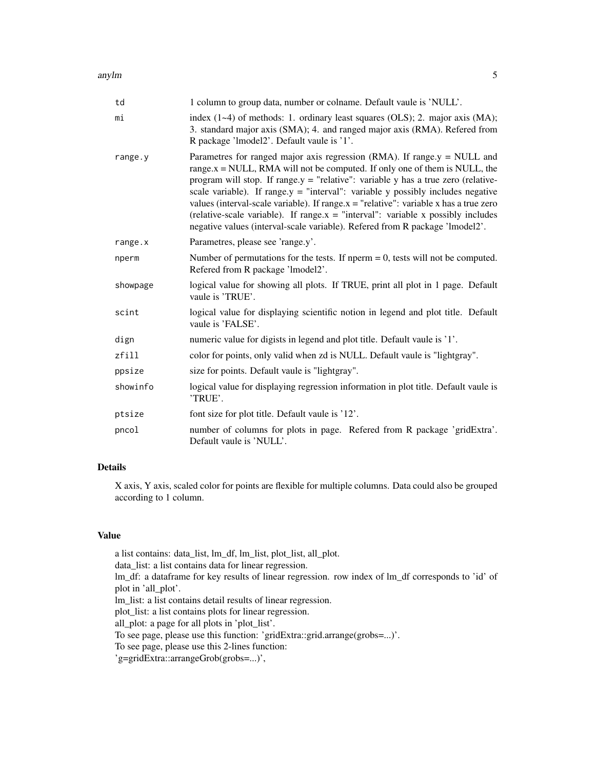| | |
|---|---|
| td | 1 column to group data, number or colname. Default vaule is 'NULL'. |
| mi | index (1~4) of methods: 1. ordinary least squares (OLS); 2. major axis (MA); 3. standard major axis (SMA); 4. and ranged major axis (RMA). Refered from R package 'lmodel2'. Default vaule is '1'. |
| range.y | Parametres for ranged major axis regression (RMA). If range.y = NULL and range.x = NULL, RMA will not be computed. If only one of them is NULL, the program will stop. If range.y = "relative": variable y has a true zero (relative-scale variable). If range.y = "interval": variable y possibly includes negative values (interval-scale variable). If range.x = "relative": variable x has a true zero (relative-scale variable). If range.x = "interval": variable x possibly includes negative values (interval-scale variable). Refered from R package 'lmodel2'. |
| range.x | Parametres, please see 'range.y'. |
| nperm | Number of permutations for the tests. If nperm = 0, tests will not be computed. Refered from R package 'lmodel2'. |
| showpage | logical value for showing all plots. If TRUE, print all plot in 1 page. Default vaule is 'TRUE'. |
| scint | logical value for displaying scientific notion in legend and plot title. Default vaule is 'FALSE'. |
| dign | numeric value for digists in legend and plot title. Default vaule is '1'. |
| zfill | color for points, only valid when zd is NULL. Default vaule is "lightgray". |
| ppsize | size for points. Default vaule is "lightgray". |
| showinfo | logical value for displaying regression information in plot title. Default vaule is 'TRUE'. |
| ptsize | font size for plot title. Default vaule is '12'. |
| pncol | number of columns for plots in page. Refered from R package 'gridExtra'. Default vaule is 'NULL'. |

### Details

X axis, Y axis, scaled color for points are flexible for multiple columns. Data could also be grouped according to 1 column.

### Value

a list contains: data_list, lm_df, lm_list, plot_list, all_plot.
data_list: a list contains data for linear regression.
lm_df: a dataframe for key results of linear regression. row index of lm_df corresponds to 'id' of plot in 'all_plot'.
lm_list: a list contains detail results of linear regression.
plot_list: a list contains plots for linear regression.
all_plot: a page for all plots in 'plot_list'.
To see page, please use this function: 'gridExtra::grid.arrange(grobs=...)'.
To see page, please use this 2-lines function:
'g=gridExtra::arrangeGrob(grobs=...)',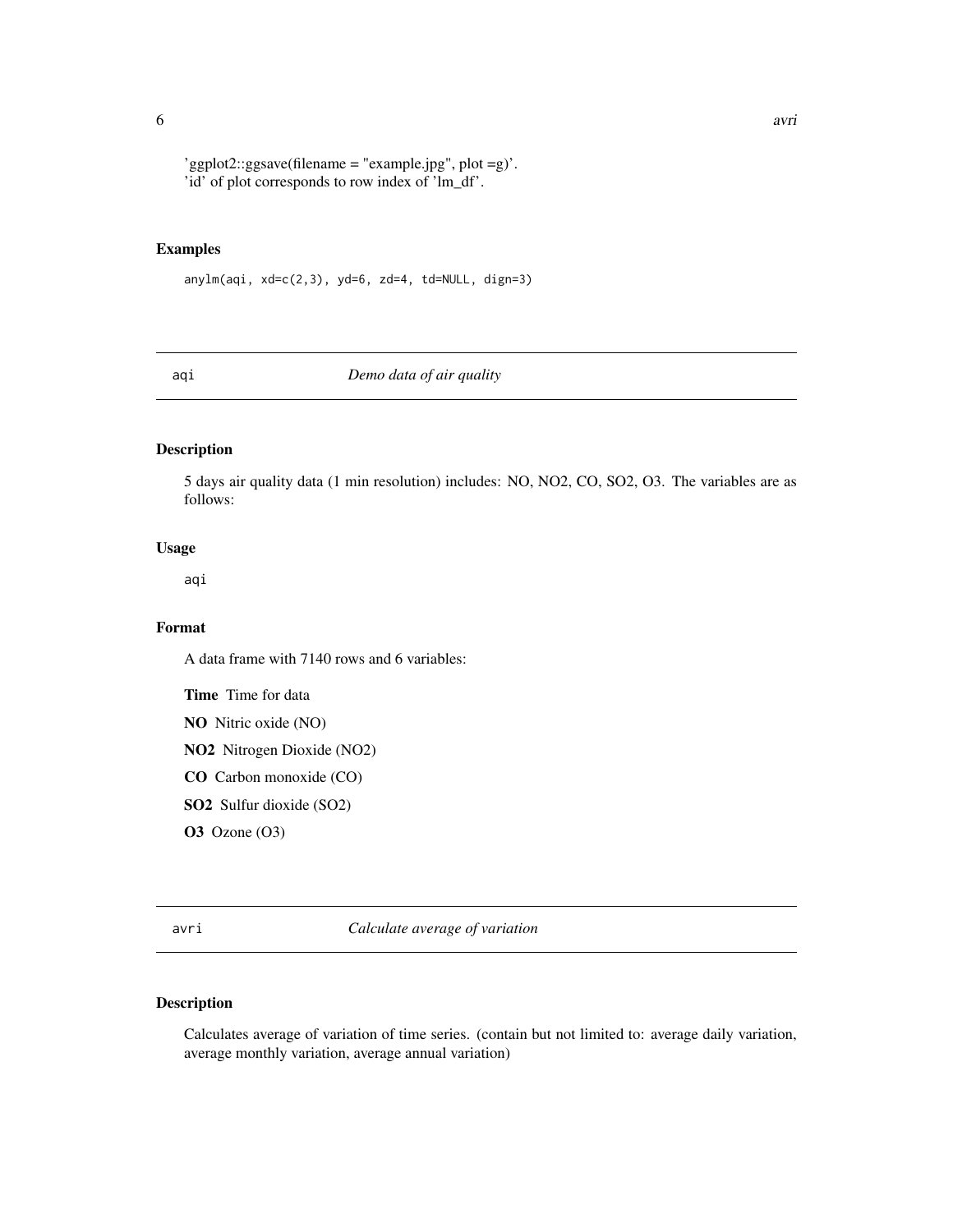'ggplot2::ggsave(filename = "example.jpg", plot =g)'.
'id' of plot corresponds to row index of 'lm_df'.

## Examples

```
anylm(aqi, xd=c(2,3), yd=6, zd=4, td=NULL, dign=3)
```

---

# aqi *Demo data of air quality*

---

## Description

5 days air quality data (1 min resolution) includes: NO, NO2, CO, SO2, O3. The variables are as follows:

## Usage

```
aqi
```

## Format

A data frame with 7140 rows and 6 variables:

**Time** Time for data

**NO** Nitric oxide (NO)

**NO2** Nitrogen Dioxide (NO2)

**CO** Carbon monoxide (CO)

**SO2** Sulfur dioxide (SO2)

**O3** Ozone (O3)

---

# avri *Calculate average of variation*

---

## Description

Calculates average of variation of time series. (contain but not limited to: average daily variation, average monthly variation, average annual variation)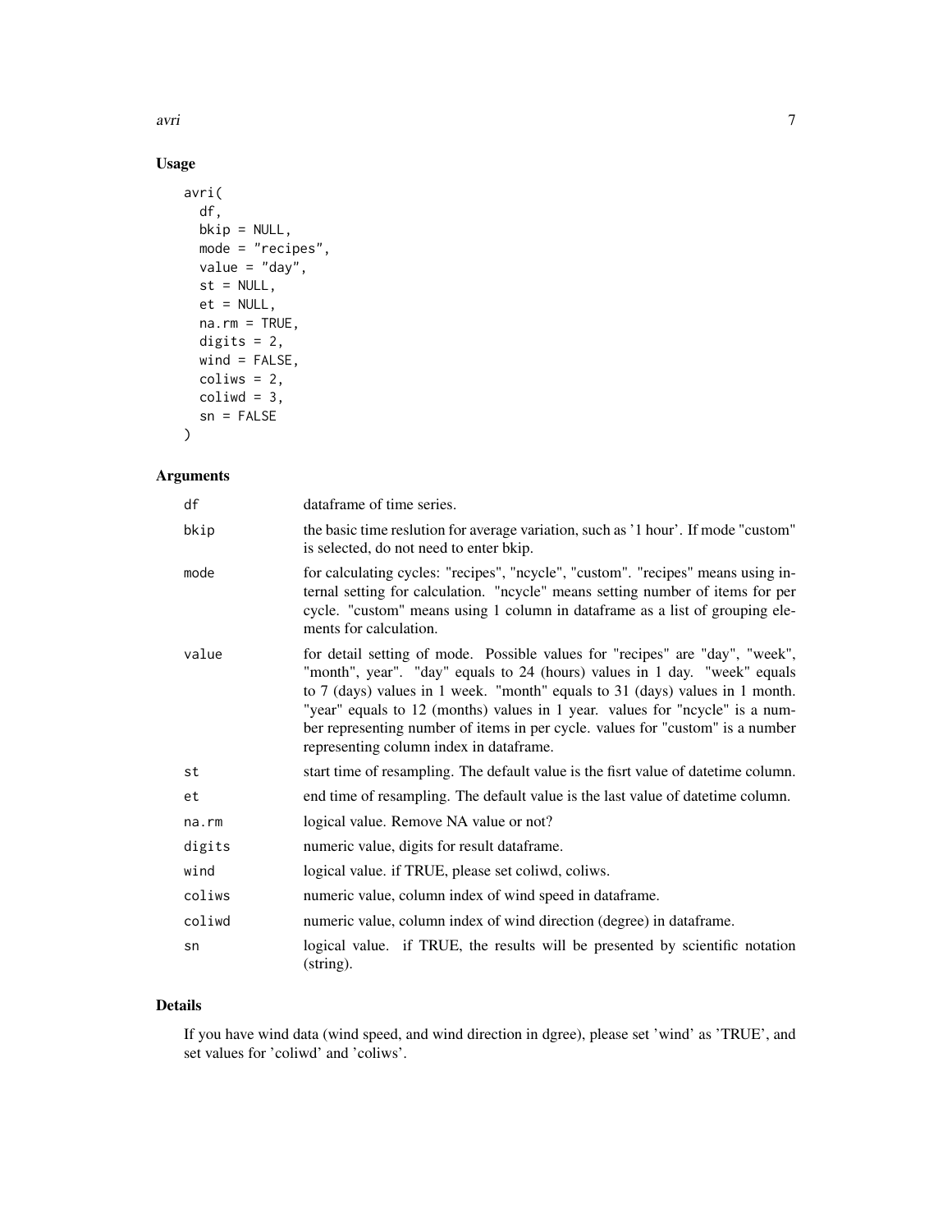## Usage

```
avri(
  df,
  bkip = NULL,
  mode = "recipes",
  value = "day",
  st = NULL,
  et = NULL,
  na.rm = TRUE,
  digits = 2,
  wind = FALSE,
  coliws = 2,
  coliwd = 3,
  sn = FALSE
)
```

## Arguments

| | |
|---|---|
| `df` | dataframe of time series. |
| `bkip` | the basic time reslution for average variation, such as '1 hour'. If mode "custom" is selected, do not need to enter bkip. |
| `mode` | for calculating cycles: "recipes", "ncycle", "custom". "recipes" means using internal setting for calculation. "ncycle" means setting number of items for per cycle. "custom" means using 1 column in dataframe as a list of grouping elements for calculation. |
| `value` | for detail setting of mode. Possible values for "recipes" are "day", "week", "month", year". "day" equals to 24 (hours) values in 1 day. "week" equals to 7 (days) values in 1 week. "month" equals to 31 (days) values in 1 month. "year" equals to 12 (months) values in 1 year. values for "ncycle" is a number representing number of items in per cycle. values for "custom" is a number representing column index in dataframe. |
| `st` | start time of resampling. The default value is the fisrt value of datetime column. |
| `et` | end time of resampling. The default value is the last value of datetime column. |
| `na.rm` | logical value. Remove NA value or not? |
| `digits` | numeric value, digits for result dataframe. |
| `wind` | logical value. if TRUE, please set coliwd, coliws. |
| `coliws` | numeric value, column index of wind speed in dataframe. |
| `coliwd` | numeric value, column index of wind direction (degree) in dataframe. |
| `sn` | logical value. if TRUE, the results will be presented by scientific notation (string). |

## Details

If you have wind data (wind speed, and wind direction in dgree), please set 'wind' as 'TRUE', and set values for 'coliwd' and 'coliws'.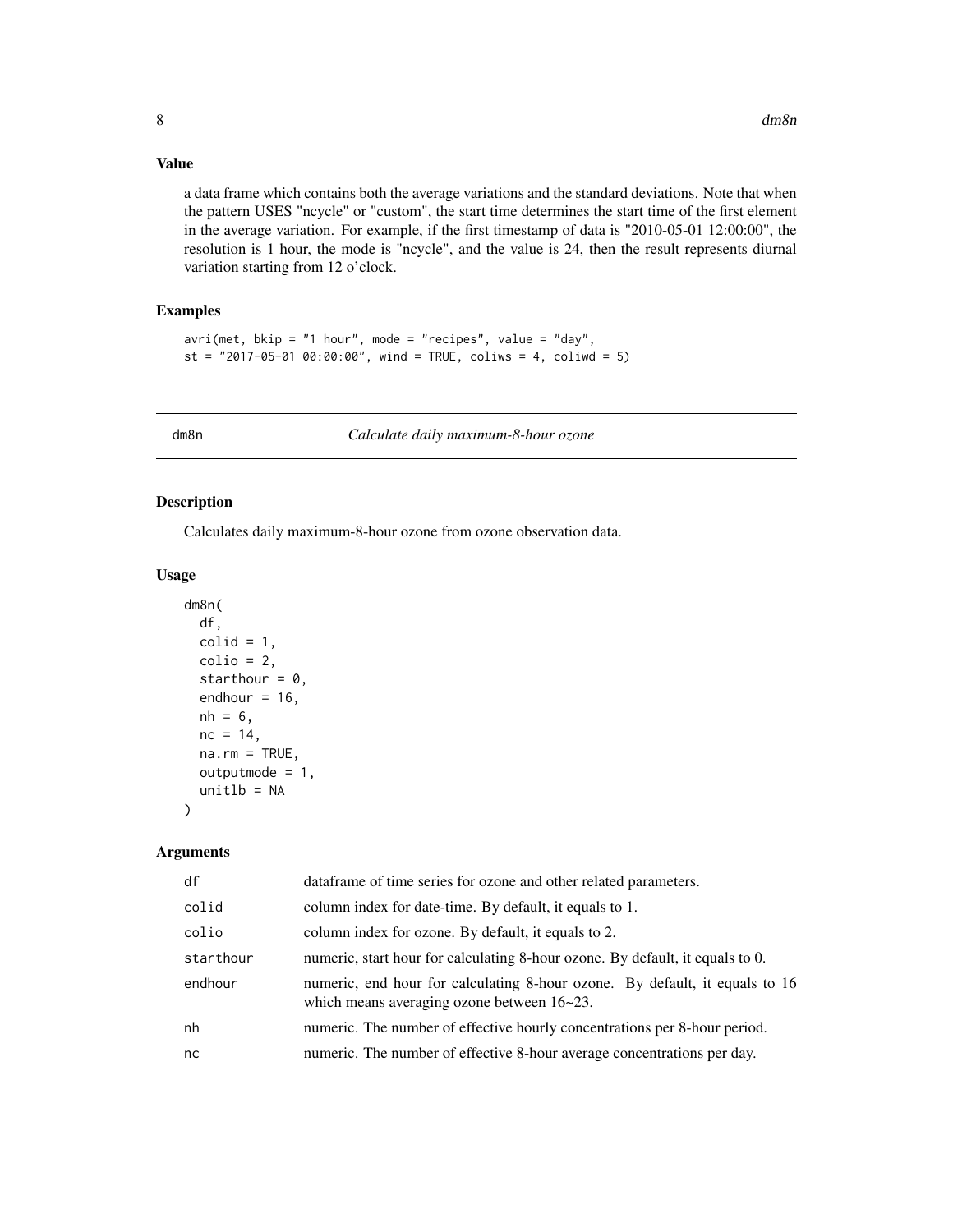### Value

a data frame which contains both the average variations and the standard deviations. Note that when the pattern USES "ncycle" or "custom", the start time determines the start time of the first element in the average variation. For example, if the first timestamp of data is "2010-05-01 12:00:00", the resolution is 1 hour, the mode is "ncycle", and the value is 24, then the result represents diurnal variation starting from 12 o'clock.

### Examples

```
avri(met, bkip = "1 hour", mode = "recipes", value = "day",
st = "2017-05-01 00:00:00", wind = TRUE, coliws = 4, coliwd = 5)
```

---

## dm8n    *Calculate daily maximum-8-hour ozone*

---

### Description

Calculates daily maximum-8-hour ozone from ozone observation data.

### Usage

```
dm8n(
  df,
  colid = 1,
  colio = 2,
  starthour = 0,
  endhour = 16,
  nh = 6,
  nc = 14,
  na.rm = TRUE,
  outputmode = 1,
  unitlb = NA
)
```

### Arguments

| | |
|---|---|
| df | dataframe of time series for ozone and other related parameters. |
| colid | column index for date-time. By default, it equals to 1. |
| colio | column index for ozone. By default, it equals to 2. |
| starthour | numeric, start hour for calculating 8-hour ozone. By default, it equals to 0. |
| endhour | numeric, end hour for calculating 8-hour ozone. By default, it equals to 16 which means averaging ozone between 16~23. |
| nh | numeric. The number of effective hourly concentrations per 8-hour period. |
| nc | numeric. The number of effective 8-hour average concentrations per day. |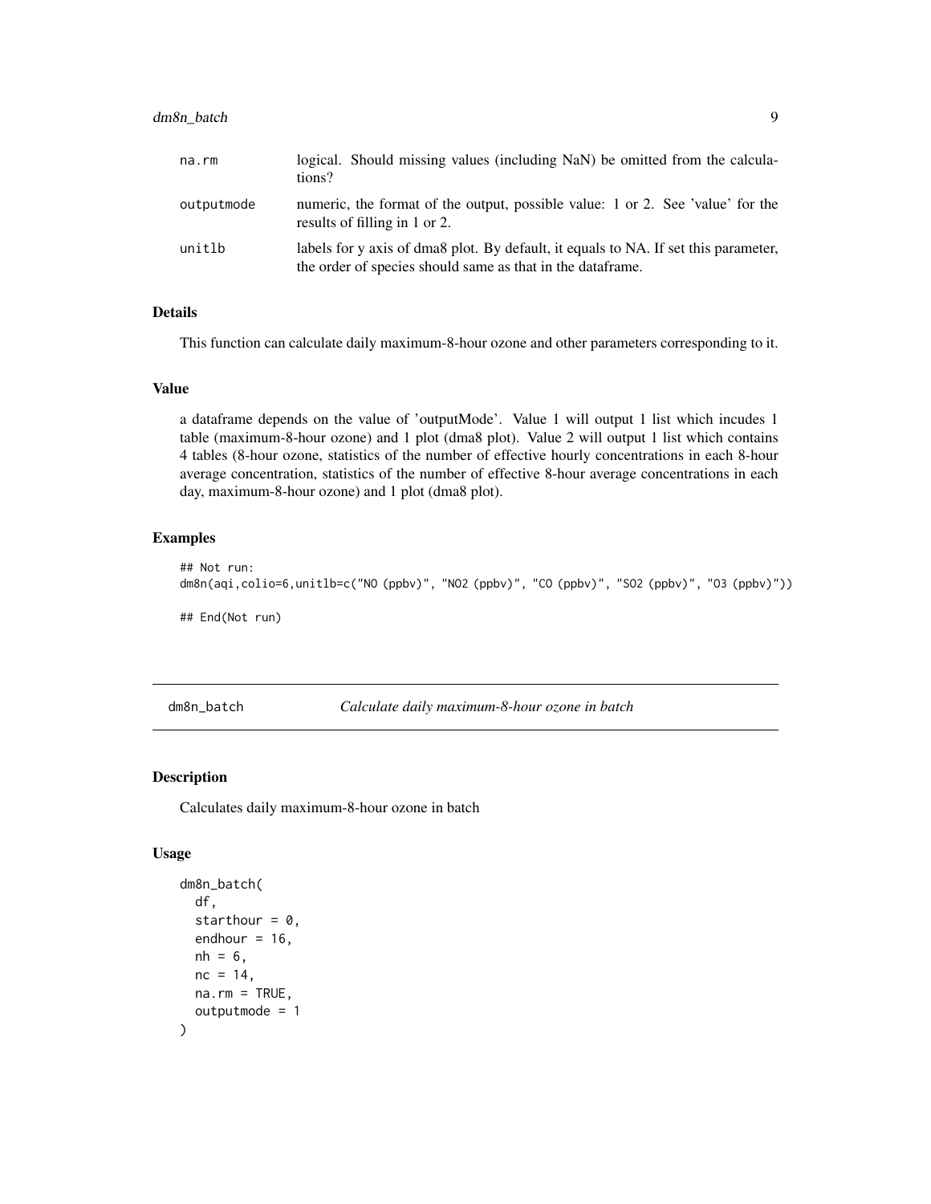| | |
|---|---|
| na.rm | logical. Should missing values (including NaN) be omitted from the calculations? |
| outputmode | numeric, the format of the output, possible value: 1 or 2. See 'value' for the results of filling in 1 or 2. |
| unitlb | labels for y axis of dma8 plot. By default, it equals to NA. If set this parameter, the order of species should same as that in the dataframe. |

### Details

This function can calculate daily maximum-8-hour ozone and other parameters corresponding to it.

### Value

a dataframe depends on the value of 'outputMode'. Value 1 will output 1 list which incudes 1 table (maximum-8-hour ozone) and 1 plot (dma8 plot). Value 2 will output 1 list which contains 4 tables (8-hour ozone, statistics of the number of effective hourly concentrations in each 8-hour average concentration, statistics of the number of effective 8-hour average concentrations in each day, maximum-8-hour ozone) and 1 plot (dma8 plot).

### Examples

```
## Not run:
dm8n(aqi,colio=6,unitlb=c("NO (ppbv)", "NO2 (ppbv)", "CO (ppbv)", "SO2 (ppbv)", "O3 (ppbv)"))

## End(Not run)
```

---

## dm8n_batch *Calculate daily maximum-8-hour ozone in batch*

### Description

Calculates daily maximum-8-hour ozone in batch

### Usage

```
dm8n_batch(
  df,
  starthour = 0,
  endhour = 16,
  nh = 6,
  nc = 14,
  na.rm = TRUE,
  outputmode = 1
)
```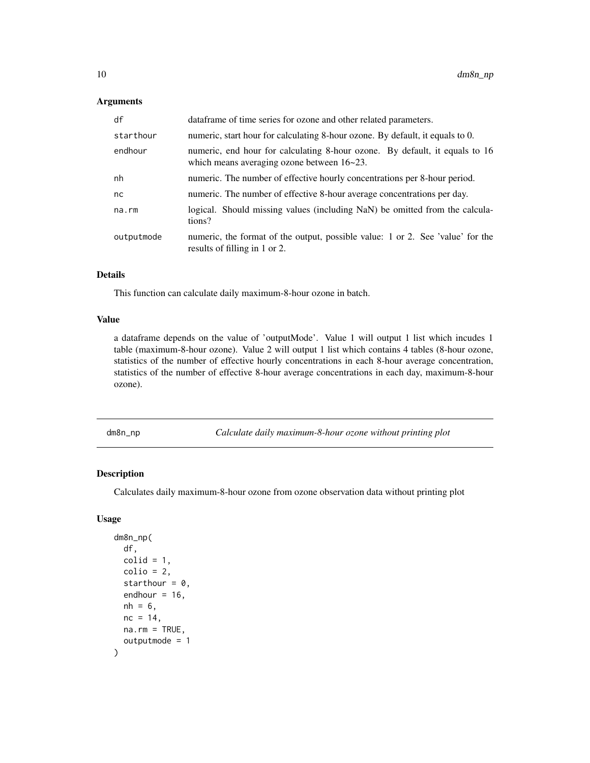### Arguments

| | |
|---|---|
| df | dataframe of time series for ozone and other related parameters. |
| starthour | numeric, start hour for calculating 8-hour ozone. By default, it equals to 0. |
| endhour | numeric, end hour for calculating 8-hour ozone. By default, it equals to 16 which means averaging ozone between 16~23. |
| nh | numeric. The number of effective hourly concentrations per 8-hour period. |
| nc | numeric. The number of effective 8-hour average concentrations per day. |
| na.rm | logical. Should missing values (including NaN) be omitted from the calculations? |
| outputmode | numeric, the format of the output, possible value: 1 or 2. See 'value' for the results of filling in 1 or 2. |

### Details

This function can calculate daily maximum-8-hour ozone in batch.

### Value

a dataframe depends on the value of 'outputMode'. Value 1 will output 1 list which incudes 1 table (maximum-8-hour ozone). Value 2 will output 1 list which contains 4 tables (8-hour ozone, statistics of the number of effective hourly concentrations in each 8-hour average concentration, statistics of the number of effective 8-hour average concentrations in each day, maximum-8-hour ozone).

---

## dm8n_np — *Calculate daily maximum-8-hour ozone without printing plot*

### Description

Calculates daily maximum-8-hour ozone from ozone observation data without printing plot

### Usage

```
dm8n_np(
  df,
  colid = 1,
  colio = 2,
  starthour = 0,
  endhour = 16,
  nh = 6,
  nc = 14,
  na.rm = TRUE,
  outputmode = 1
)
```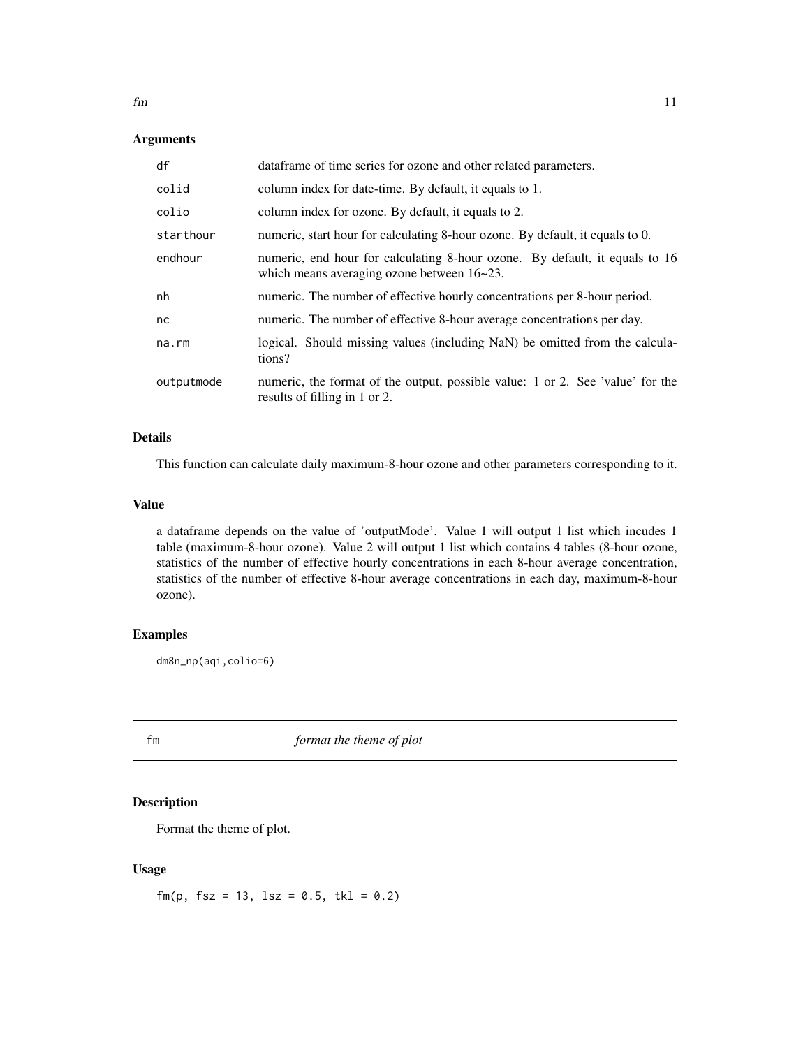### Arguments

| | |
|---|---|
| df | dataframe of time series for ozone and other related parameters. |
| colid | column index for date-time. By default, it equals to 1. |
| colio | column index for ozone. By default, it equals to 2. |
| starthour | numeric, start hour for calculating 8-hour ozone. By default, it equals to 0. |
| endhour | numeric, end hour for calculating 8-hour ozone. By default, it equals to 16 which means averaging ozone between 16~23. |
| nh | numeric. The number of effective hourly concentrations per 8-hour period. |
| nc | numeric. The number of effective 8-hour average concentrations per day. |
| na.rm | logical. Should missing values (including NaN) be omitted from the calculations? |
| outputmode | numeric, the format of the output, possible value: 1 or 2. See 'value' for the results of filling in 1 or 2. |

### Details

This function can calculate daily maximum-8-hour ozone and other parameters corresponding to it.

### Value

a dataframe depends on the value of 'outputMode'. Value 1 will output 1 list which incudes 1 table (maximum-8-hour ozone). Value 2 will output 1 list which contains 4 tables (8-hour ozone, statistics of the number of effective hourly concentrations in each 8-hour average concentration, statistics of the number of effective 8-hour average concentrations in each day, maximum-8-hour ozone).

### Examples

```
dm8n_np(aqi,colio=6)
```

## fm *format the theme of plot*

### Description

Format the theme of plot.

### Usage

```
fm(p, fsz = 13, lsz = 0.5, tkl = 0.2)
```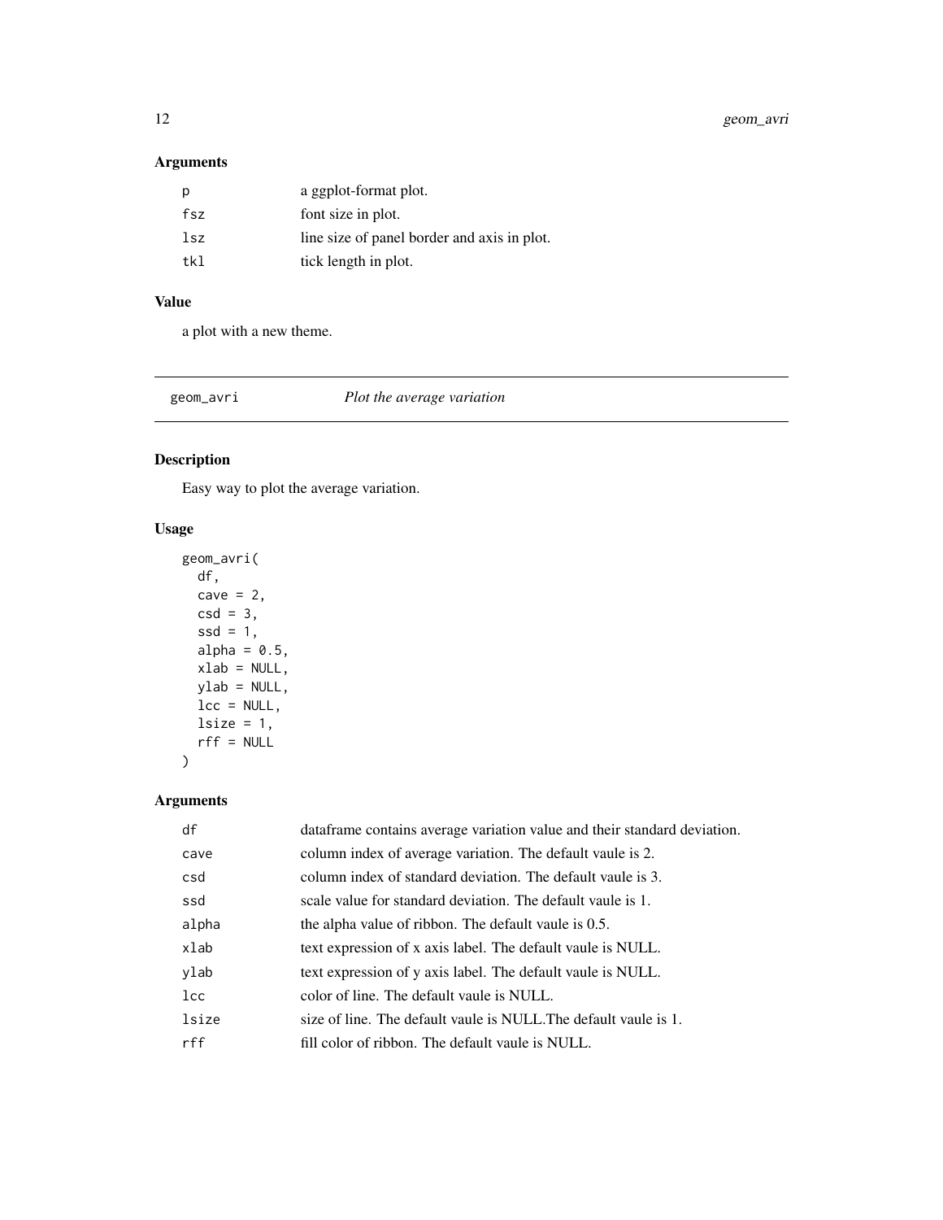### Arguments

| | |
|---|---|
| p | a ggplot-format plot. |
| fsz | font size in plot. |
| lsz | line size of panel border and axis in plot. |
| tkl | tick length in plot. |

### Value

a plot with a new theme.

---

## geom_avri *Plot the average variation*

### Description

Easy way to plot the average variation.

### Usage

```
geom_avri(
  df,
  cave = 2,
  csd = 3,
  ssd = 1,
  alpha = 0.5,
  xlab = NULL,
  ylab = NULL,
  lcc = NULL,
  lsize = 1,
  rff = NULL
)
```

### Arguments

| | |
|---|---|
| df | dataframe contains average variation value and their standard deviation. |
| cave | column index of average variation. The default vaule is 2. |
| csd | column index of standard deviation. The default vaule is 3. |
| ssd | scale value for standard deviation. The default vaule is 1. |
| alpha | the alpha value of ribbon. The default vaule is 0.5. |
| xlab | text expression of x axis label. The default vaule is NULL. |
| ylab | text expression of y axis label. The default vaule is NULL. |
| lcc | color of line. The default vaule is NULL. |
| lsize | size of line. The default vaule is NULL.The default vaule is 1. |
| rff | fill color of ribbon. The default vaule is NULL. |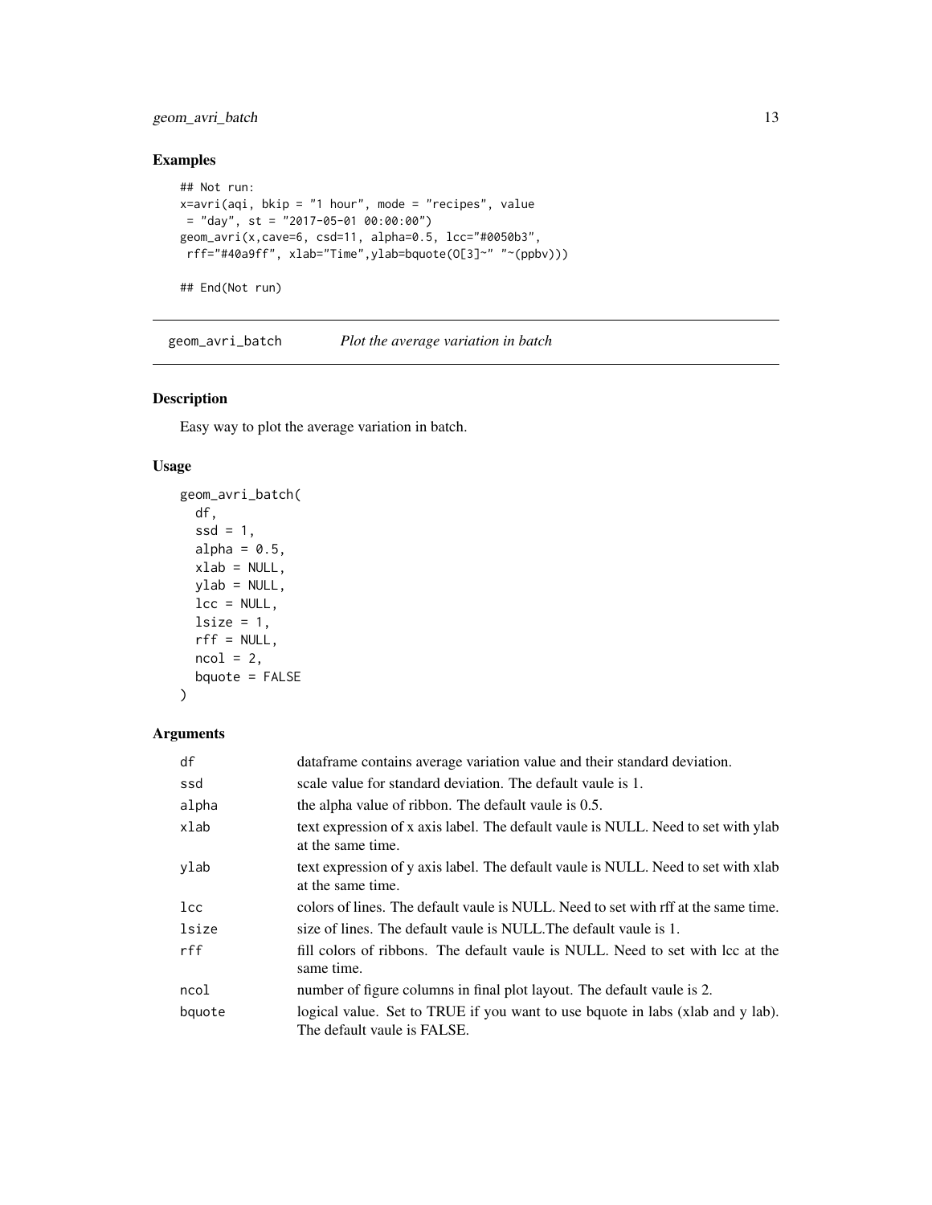## Examples

```
## Not run:
x=avri(aqi, bkip = "1 hour", mode = "recipes", value
 = "day", st = "2017-05-01 00:00:00")
geom_avri(x,cave=6, csd=11, alpha=0.5, lcc="#0050b3",
 rff="#40a9ff", xlab="Time",ylab=bquote(O[3]~" "~(ppbv)))

## End(Not run)
```

---

`geom_avri_batch` *Plot the average variation in batch*

---

## Description

Easy way to plot the average variation in batch.

## Usage

```
geom_avri_batch(
  df,
  ssd = 1,
  alpha = 0.5,
  xlab = NULL,
  ylab = NULL,
  lcc = NULL,
  lsize = 1,
  rff = NULL,
  ncol = 2,
  bquote = FALSE
)
```

## Arguments

| | |
|---|---|
| df | dataframe contains average variation value and their standard deviation. |
| ssd | scale value for standard deviation. The default vaule is 1. |
| alpha | the alpha value of ribbon. The default vaule is 0.5. |
| xlab | text expression of x axis label. The default vaule is NULL. Need to set with ylab at the same time. |
| ylab | text expression of y axis label. The default vaule is NULL. Need to set with xlab at the same time. |
| lcc | colors of lines. The default vaule is NULL. Need to set with rff at the same time. |
| lsize | size of lines. The default vaule is NULL.The default vaule is 1. |
| rff | fill colors of ribbons. The default vaule is NULL. Need to set with lcc at the same time. |
| ncol | number of figure columns in final plot layout. The default vaule is 2. |
| bquote | logical value. Set to TRUE if you want to use bquote in labs (xlab and y lab). The default vaule is FALSE. |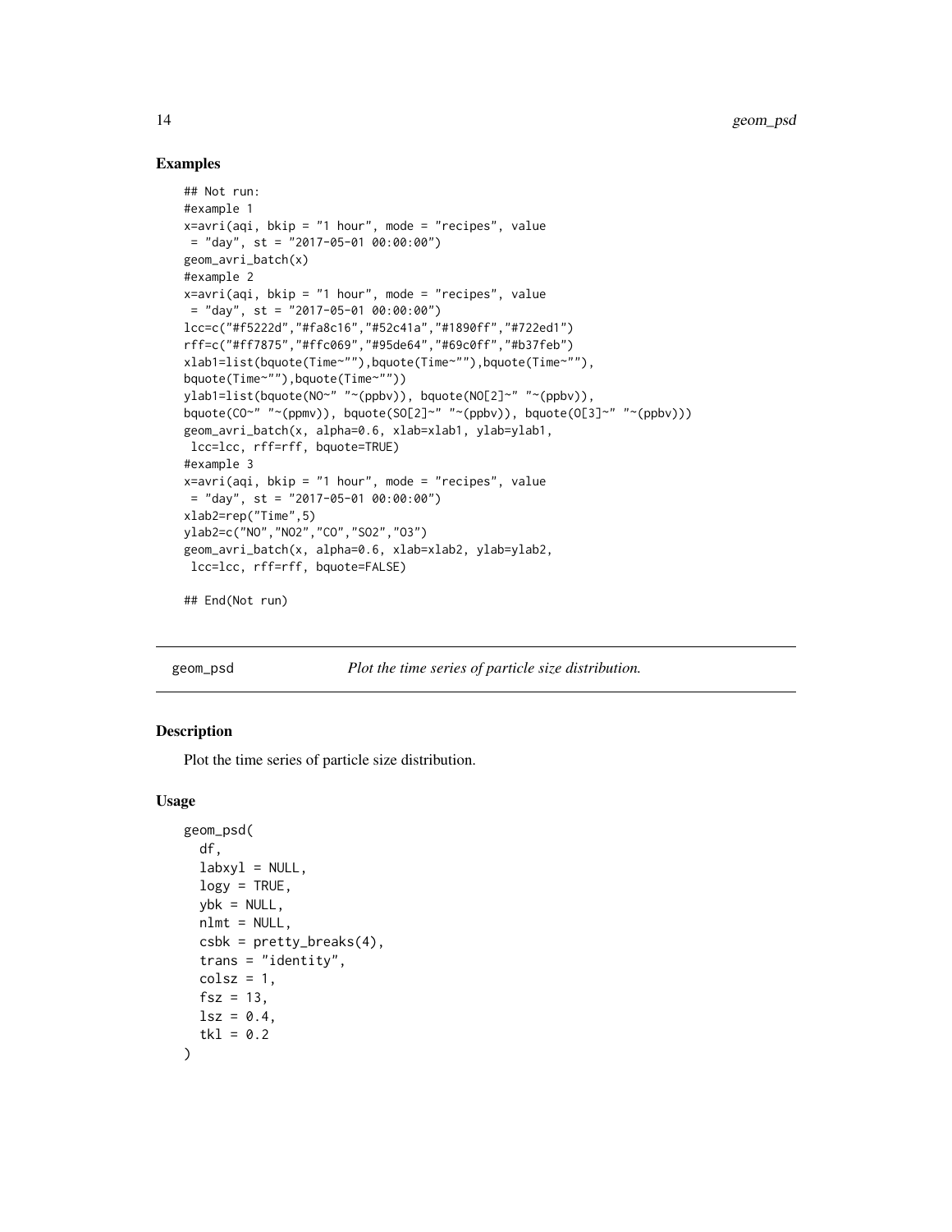## Examples

```
## Not run:
#example 1
x=avri(aqi, bkip = "1 hour", mode = "recipes", value
 = "day", st = "2017-05-01 00:00:00")
geom_avri_batch(x)
#example 2
x=avri(aqi, bkip = "1 hour", mode = "recipes", value
 = "day", st = "2017-05-01 00:00:00")
lcc=c("#f5222d","#fa8c16","#52c41a","#1890ff","#722ed1")
rff=c("#ff7875","#ffc069","#95de64","#69c0ff","#b37feb")
xlab1=list(bquote(Time~""),bquote(Time~""),bquote(Time~""),
bquote(Time~""),bquote(Time~""))
ylab1=list(bquote(NO~" "~(ppbv)), bquote(NO[2]~" "~(ppbv)),
bquote(CO~" "~(ppmv)), bquote(SO[2]~" "~(ppbv)), bquote(O[3]~" "~(ppbv)))
geom_avri_batch(x, alpha=0.6, xlab=xlab1, ylab=ylab1,
 lcc=lcc, rff=rff, bquote=TRUE)
#example 3
x=avri(aqi, bkip = "1 hour", mode = "recipes", value
 = "day", st = "2017-05-01 00:00:00")
xlab2=rep("Time",5)
ylab2=c("NO","NO2","CO","SO2","O3")
geom_avri_batch(x, alpha=0.6, xlab=xlab2, ylab=ylab2,
 lcc=lcc, rff=rff, bquote=FALSE)

## End(Not run)
```

---

## geom_psd — *Plot the time series of particle size distribution.*

### Description

Plot the time series of particle size distribution.

### Usage

```
geom_psd(
  df,
  labxyl = NULL,
  logy = TRUE,
  ybk = NULL,
  nlmt = NULL,
  csbk = pretty_breaks(4),
  trans = "identity",
  colsz = 1,
  fsz = 13,
  lsz = 0.4,
  tkl = 0.2
)
```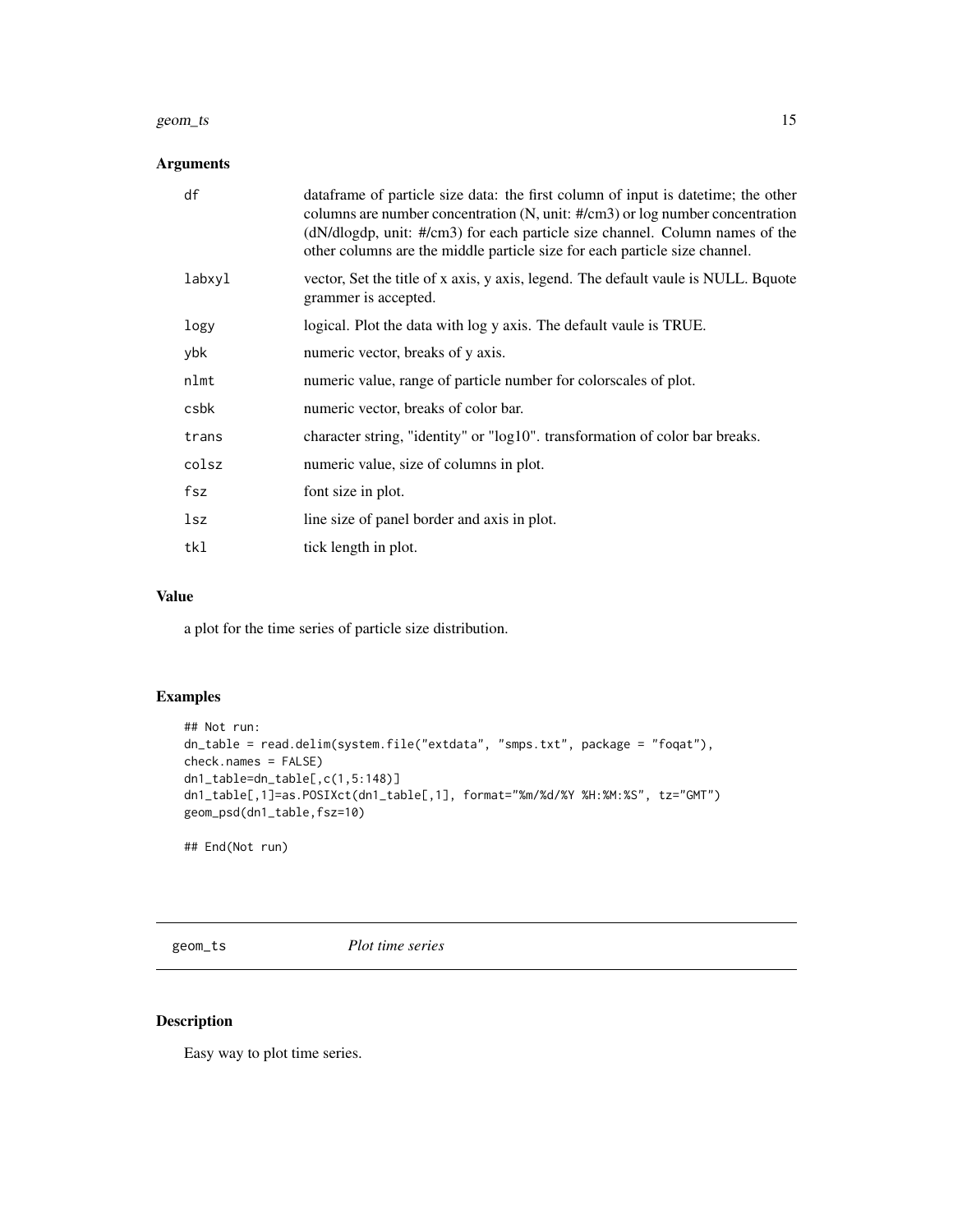## Arguments

| | |
|---|---|
| df | dataframe of particle size data: the first column of input is datetime; the other columns are number concentration (N, unit: #/cm3) or log number concentration (dN/dlogdp, unit: #/cm3) for each particle size channel. Column names of the other columns are the middle particle size for each particle size channel. |
| labxyl | vector, Set the title of x axis, y axis, legend. The default vaule is NULL. Bquote grammer is accepted. |
| logy | logical. Plot the data with log y axis. The default vaule is TRUE. |
| ybk | numeric vector, breaks of y axis. |
| nlmt | numeric value, range of particle number for colorscales of plot. |
| csbk | numeric vector, breaks of color bar. |
| trans | character string, "identity" or "log10". transformation of color bar breaks. |
| colsz | numeric value, size of columns in plot. |
| fsz | font size in plot. |
| lsz | line size of panel border and axis in plot. |
| tkl | tick length in plot. |

## Value

a plot for the time series of particle size distribution.

## Examples

```
## Not run:
dn_table = read.delim(system.file("extdata", "smps.txt", package = "foqat"),
check.names = FALSE)
dn1_table=dn_table[,c(1,5:148)]
dn1_table[,1]=as.POSIXct(dn1_table[,1], format="%m/%d/%Y %H:%M:%S", tz="GMT")
geom_psd(dn1_table,fsz=10)

## End(Not run)
```

---

# geom_ts *Plot time series*

## Description

Easy way to plot time series.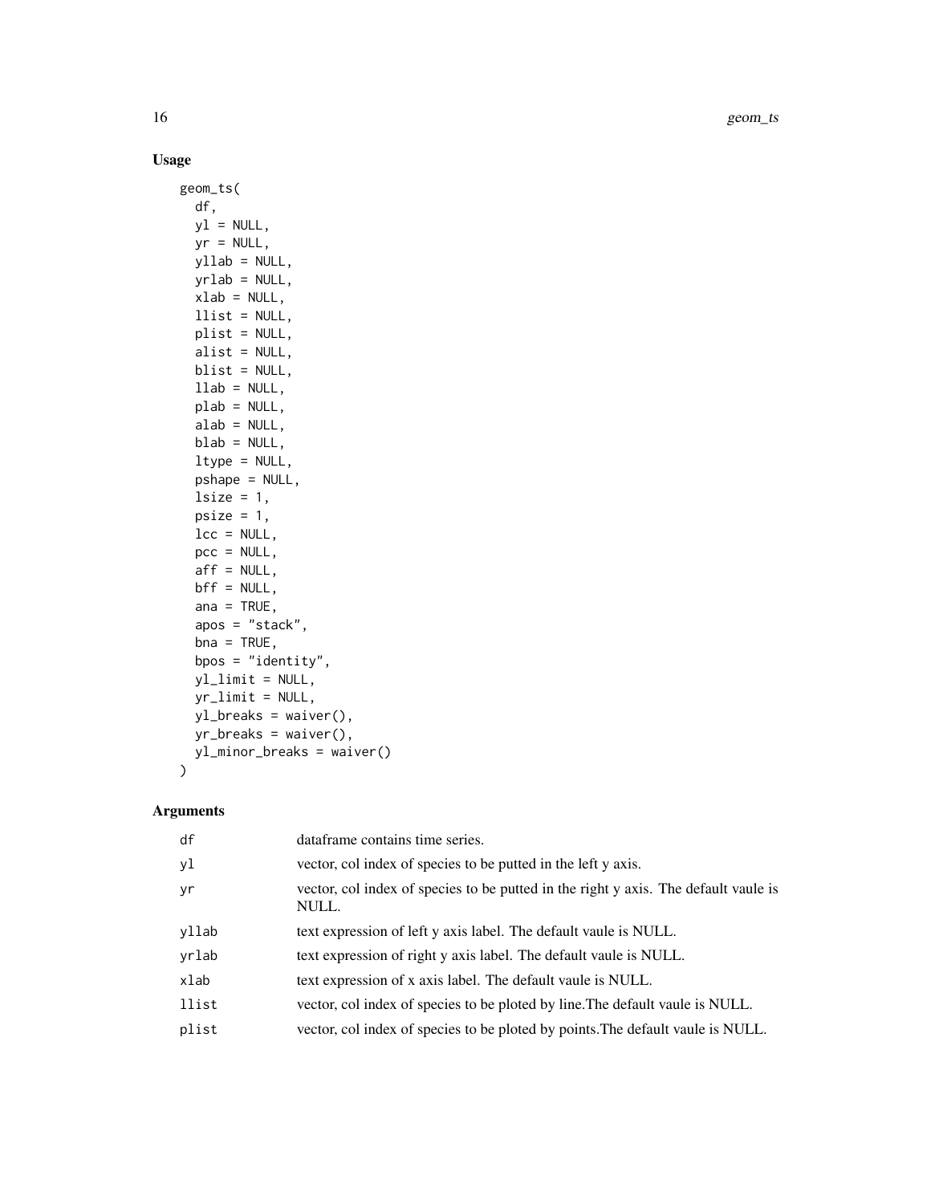## Usage

```
geom_ts(
  df,
  yl = NULL,
  yr = NULL,
  yllab = NULL,
  yrlab = NULL,
  xlab = NULL,
  llist = NULL,
  plist = NULL,
  alist = NULL,
  blist = NULL,
  llab = NULL,
  plab = NULL,
  alab = NULL,
  blab = NULL,
  ltype = NULL,
  pshape = NULL,
  lsize = 1,
  psize = 1,
  lcc = NULL,
  pcc = NULL,
  aff = NULL,
  bff = NULL,
  ana = TRUE,
  apos = "stack",
  bna = TRUE,
  bpos = "identity",
  yl_limit = NULL,
  yr_limit = NULL,
  yl_breaks = waiver(),
  yr_breaks = waiver(),
  yl_minor_breaks = waiver()
)
```

## Arguments

| | |
|---|---|
| df | dataframe contains time series. |
| yl | vector, col index of species to be putted in the left y axis. |
| yr | vector, col index of species to be putted in the right y axis. The default vaule is NULL. |
| yllab | text expression of left y axis label. The default vaule is NULL. |
| yrlab | text expression of right y axis label. The default vaule is NULL. |
| xlab | text expression of x axis label. The default vaule is NULL. |
| llist | vector, col index of species to be ploted by line.The default vaule is NULL. |
| plist | vector, col index of species to be ploted by points.The default vaule is NULL. |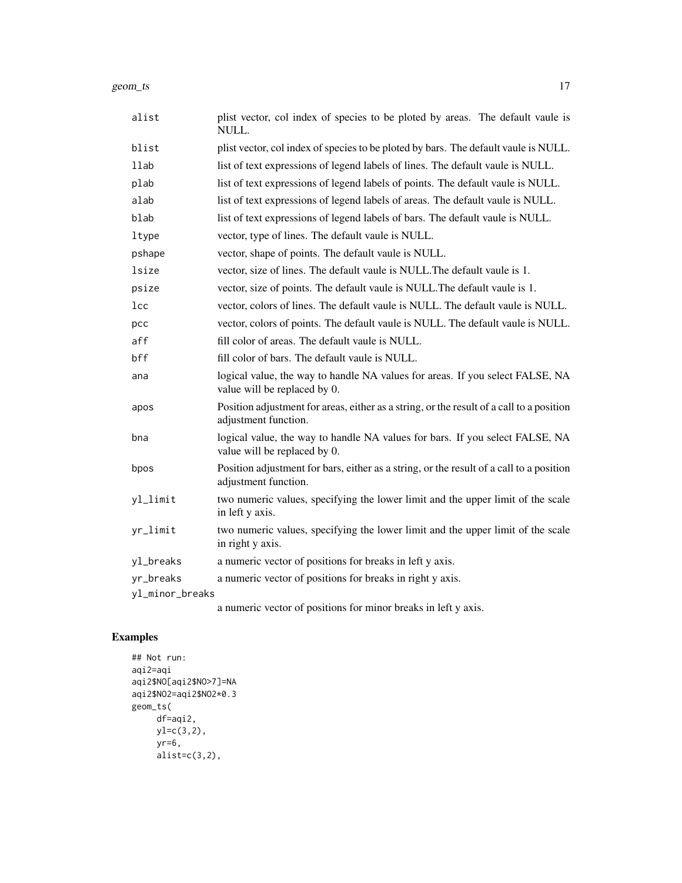| | |
|---|---|
| alist | plist vector, col index of species to be ploted by areas. The default vaule is NULL. |
| blist | plist vector, col index of species to be ploted by bars. The default vaule is NULL. |
| llab | list of text expressions of legend labels of lines. The default vaule is NULL. |
| plab | list of text expressions of legend labels of points. The default vaule is NULL. |
| alab | list of text expressions of legend labels of areas. The default vaule is NULL. |
| blab | list of text expressions of legend labels of bars. The default vaule is NULL. |
| ltype | vector, type of lines. The default vaule is NULL. |
| pshape | vector, shape of points. The default vaule is NULL. |
| lsize | vector, size of lines. The default vaule is NULL.The default vaule is 1. |
| psize | vector, size of points. The default vaule is NULL.The default vaule is 1. |
| lcc | vector, colors of lines. The default vaule is NULL. The default vaule is NULL. |
| pcc | vector, colors of points. The default vaule is NULL. The default vaule is NULL. |
| aff | fill color of areas. The default vaule is NULL. |
| bff | fill color of bars. The default vaule is NULL. |
| ana | logical value, the way to handle NA values for areas. If you select FALSE, NA value will be replaced by 0. |
| apos | Position adjustment for areas, either as a string, or the result of a call to a position adjustment function. |
| bna | logical value, the way to handle NA values for bars. If you select FALSE, NA value will be replaced by 0. |
| bpos | Position adjustment for bars, either as a string, or the result of a call to a position adjustment function. |
| yl_limit | two numeric values, specifying the lower limit and the upper limit of the scale in left y axis. |
| yr_limit | two numeric values, specifying the lower limit and the upper limit of the scale in right y axis. |
| yl_breaks | a numeric vector of positions for breaks in left y axis. |
| yr_breaks | a numeric vector of positions for breaks in right y axis. |
| yl_minor_breaks | a numeric vector of positions for minor breaks in left y axis. |

## Examples

```
## Not run:
aqi2=aqi
aqi2$NO[aqi2$NO>7]=NA
aqi2$NO2=aqi2$NO2*0.3
geom_ts(
     df=aqi2,
     yl=c(3,2),
     yr=6,
     alist=c(3,2),
```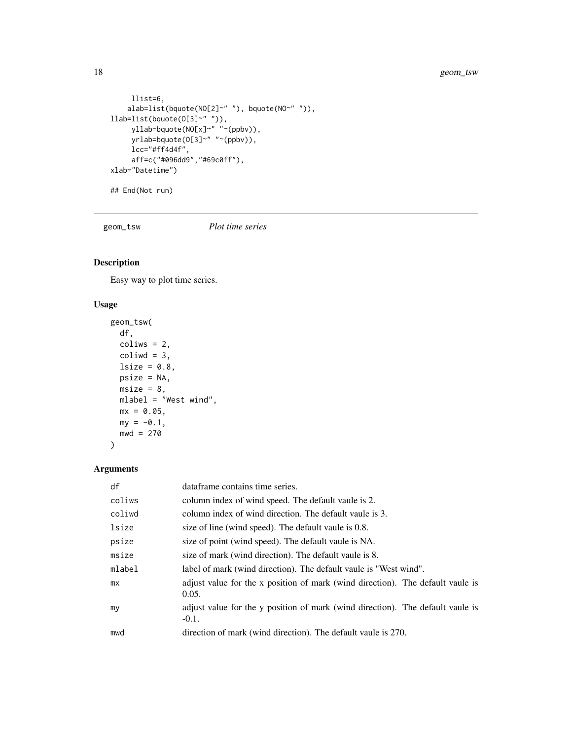```
     llist=6,
    alab=list(bquote(NO[2]~" "), bquote(NO~" ")),
llab=list(bquote(O[3]~" ")),
     yllab=bquote(NO[x]~" "~(ppbv)),
     yrlab=bquote(O[3]~" "~(ppbv)),
     lcc="#ff4d4f",
     aff=c("#096dd9","#69c0ff"),
xlab="Datetime")

## End(Not run)
```

## geom_tsw *Plot time series*

### Description

Easy way to plot time series.

### Usage

```
geom_tsw(
  df,
  coliws = 2,
  coliwd = 3,
  lsize = 0.8,
  psize = NA,
  msize = 8,
  mlabel = "West wind",
  mx = 0.05,
  my = -0.1,
  mwd = 270
)
```

### Arguments

| | |
|---|---|
| df | dataframe contains time series. |
| coliws | column index of wind speed. The default vaule is 2. |
| coliwd | column index of wind direction. The default vaule is 3. |
| lsize | size of line (wind speed). The default vaule is 0.8. |
| psize | size of point (wind speed). The default vaule is NA. |
| msize | size of mark (wind direction). The default vaule is 8. |
| mlabel | label of mark (wind direction). The default vaule is "West wind". |
| mx | adjust value for the x position of mark (wind direction). The default vaule is 0.05. |
| my | adjust value for the y position of mark (wind direction). The default vaule is -0.1. |
| mwd | direction of mark (wind direction). The default vaule is 270. |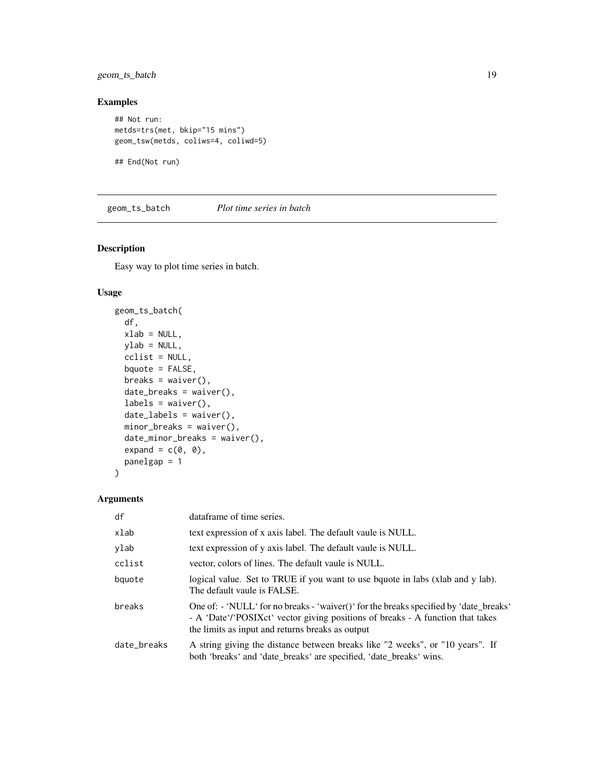## Examples

```
## Not run:
metds=trs(met, bkip="15 mins")
geom_tsw(metds, coliws=4, coliwd=5)

## End(Not run)
```

---

# geom_ts_batch *Plot time series in batch*

---

## Description

Easy way to plot time series in batch.

## Usage

```
geom_ts_batch(
  df,
  xlab = NULL,
  ylab = NULL,
  cclist = NULL,
  bquote = FALSE,
  breaks = waiver(),
  date_breaks = waiver(),
  labels = waiver(),
  date_labels = waiver(),
  minor_breaks = waiver(),
  date_minor_breaks = waiver(),
  expand = c(0, 0),
  panelgap = 1
)
```

## Arguments

| | |
|---|---|
| df | dataframe of time series. |
| xlab | text expression of x axis label. The default vaule is NULL. |
| ylab | text expression of y axis label. The default vaule is NULL. |
| cclist | vector, colors of lines. The default vaule is NULL. |
| bquote | logical value. Set to TRUE if you want to use bquote in labs (xlab and y lab). The default vaule is FALSE. |
| breaks | One of: - 'NULL' for no breaks - 'waiver()' for the breaks specified by 'date_breaks' - A 'Date'/'POSIXct' vector giving positions of breaks - A function that takes the limits as input and returns breaks as output |
| date_breaks | A string giving the distance between breaks like "2 weeks", or "10 years". If both 'breaks' and 'date_breaks' are specified, 'date_breaks' wins. |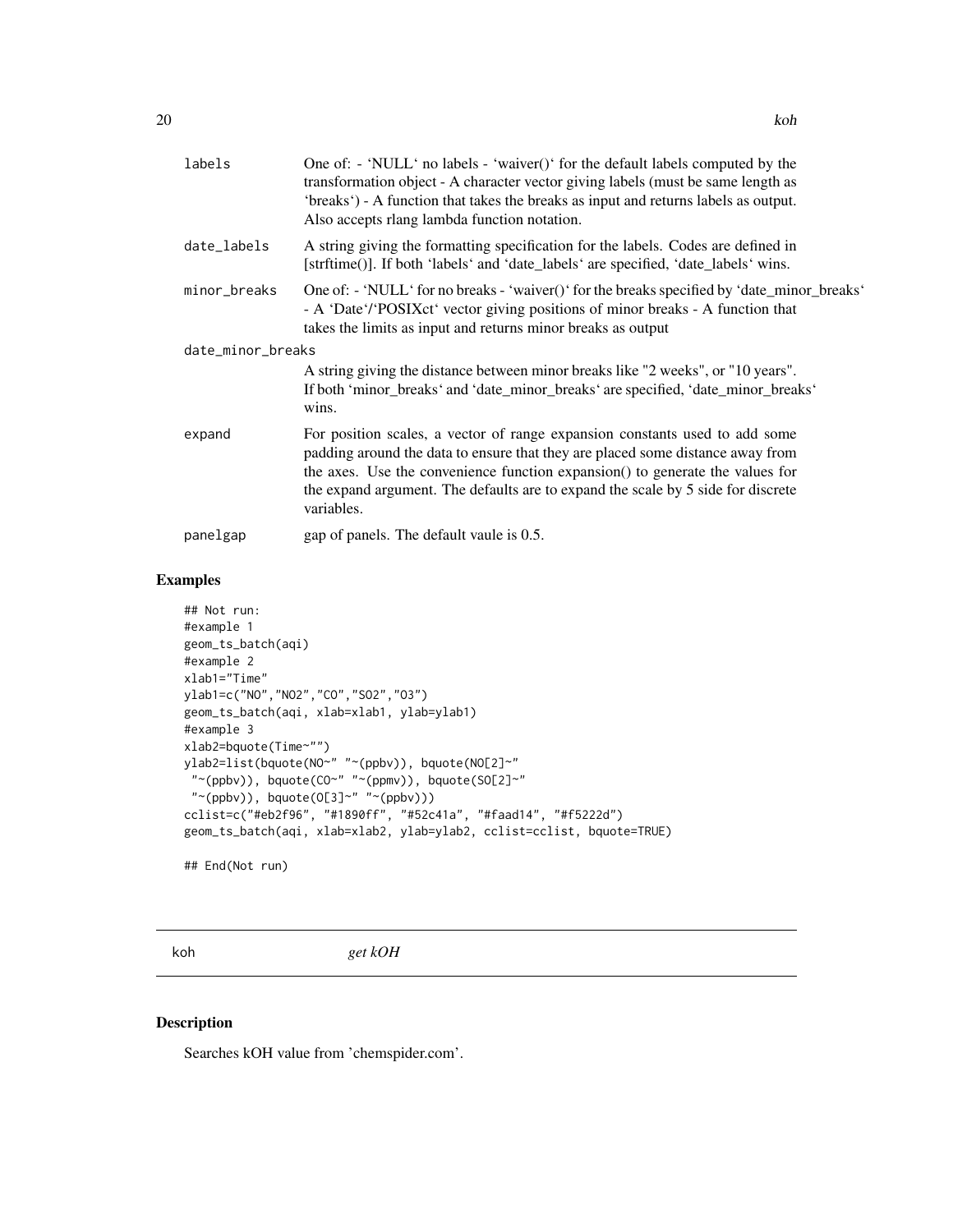| | |
|---|---|
| labels | One of: - 'NULL' no labels - 'waiver()' for the default labels computed by the transformation object - A character vector giving labels (must be same length as 'breaks') - A function that takes the breaks as input and returns labels as output. Also accepts rlang lambda function notation. |
| date_labels | A string giving the formatting specification for the labels. Codes are defined in [strftime()]. If both 'labels' and 'date_labels' are specified, 'date_labels' wins. |
| minor_breaks | One of: - 'NULL' for no breaks - 'waiver()' for the breaks specified by 'date_minor_breaks' - A 'Date'/'POSIXct' vector giving positions of minor breaks - A function that takes the limits as input and returns minor breaks as output |
| date_minor_breaks | A string giving the distance between minor breaks like "2 weeks", or "10 years". If both 'minor_breaks' and 'date_minor_breaks' are specified, 'date_minor_breaks' wins. |
| expand | For position scales, a vector of range expansion constants used to add some padding around the data to ensure that they are placed some distance away from the axes. Use the convenience function expansion() to generate the values for the expand argument. The defaults are to expand the scale by 5 side for discrete variables. |
| panelgap | gap of panels. The default vaule is 0.5. |

## Examples

```
## Not run:
#example 1
geom_ts_batch(aqi)
#example 2
xlab1="Time"
ylab1=c("NO","NO2","CO","SO2","O3")
geom_ts_batch(aqi, xlab=xlab1, ylab=ylab1)
#example 3
xlab2=bquote(Time~"")
ylab2=list(bquote(NO~" "~(ppbv)), bquote(NO[2]~"
 "~(ppbv)), bquote(CO~" "~(ppmv)), bquote(SO[2]~"
 "~(ppbv)), bquote(O[3]~" "~(ppbv)))
cclist=c("#eb2f96", "#1890ff", "#52c41a", "#faad14", "#f5222d")
geom_ts_batch(aqi, xlab=xlab2, ylab=ylab2, cclist=cclist, bquote=TRUE)

## End(Not run)
```

---

koh *get kOH*

## Description

Searches kOH value from 'chemspider.com'.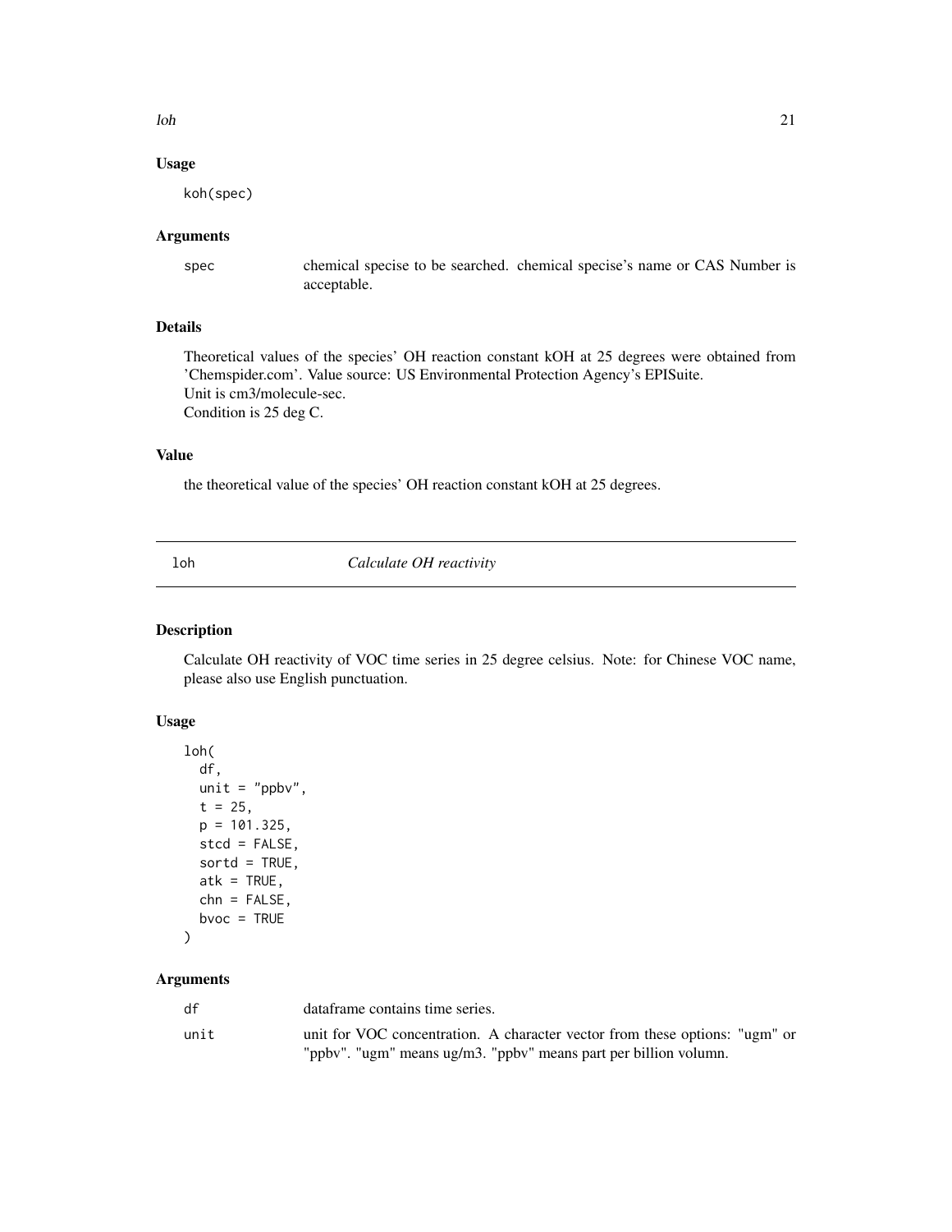### Usage

```
koh(spec)
```

### Arguments

| | |
|---|---|
| spec | chemical specise to be searched. chemical specise's name or CAS Number is acceptable. |

### Details

Theoretical values of the species' OH reaction constant kOH at 25 degrees were obtained from 'Chemspider.com'. Value source: US Environmental Protection Agency's EPISuite.
Unit is cm3/molecule-sec.
Condition is 25 deg C.

### Value

the theoretical value of the species' OH reaction constant kOH at 25 degrees.

## loh — *Calculate OH reactivity*

### Description

Calculate OH reactivity of VOC time series in 25 degree celsius. Note: for Chinese VOC name, please also use English punctuation.

### Usage

```
loh(
  df,
  unit = "ppbv",
  t = 25,
  p = 101.325,
  stcd = FALSE,
  sortd = TRUE,
  atk = TRUE,
  chn = FALSE,
  bvoc = TRUE
)
```

### Arguments

| | |
|---|---|
| df | dataframe contains time series. |
| unit | unit for VOC concentration. A character vector from these options: "ugm" or "ppbv". "ugm" means ug/m3. "ppbv" means part per billion volumn. |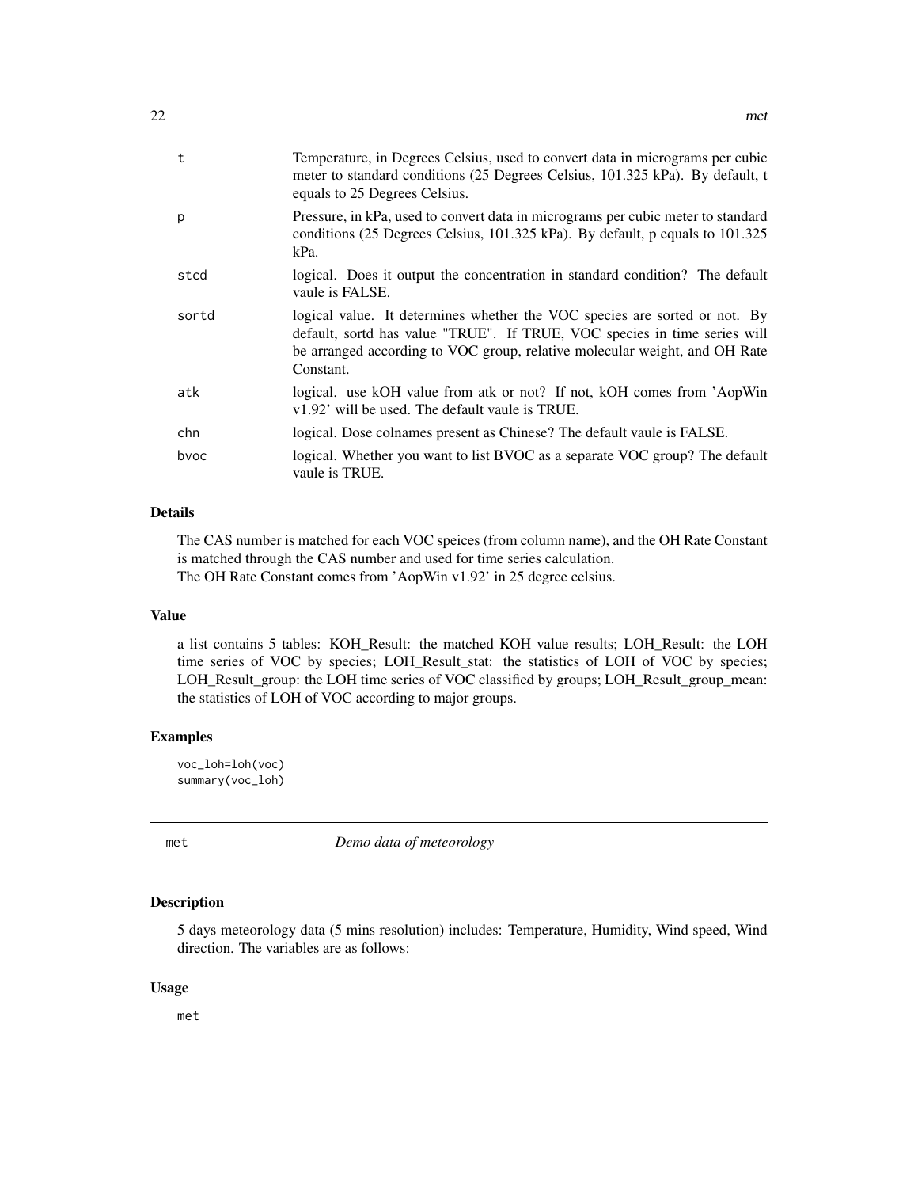| | |
|---|---|
| t | Temperature, in Degrees Celsius, used to convert data in micrograms per cubic meter to standard conditions (25 Degrees Celsius, 101.325 kPa). By default, t equals to 25 Degrees Celsius. |
| p | Pressure, in kPa, used to convert data in micrograms per cubic meter to standard conditions (25 Degrees Celsius, 101.325 kPa). By default, p equals to 101.325 kPa. |
| stcd | logical. Does it output the concentration in standard condition? The default vaule is FALSE. |
| sortd | logical value. It determines whether the VOC species are sorted or not. By default, sortd has value "TRUE". If TRUE, VOC species in time series will be arranged according to VOC group, relative molecular weight, and OH Rate Constant. |
| atk | logical. use kOH value from atk or not? If not, kOH comes from 'AopWin v1.92' will be used. The default vaule is TRUE. |
| chn | logical. Dose colnames present as Chinese? The default vaule is FALSE. |
| bvoc | logical. Whether you want to list BVOC as a separate VOC group? The default vaule is TRUE. |

### Details

The CAS number is matched for each VOC speices (from column name), and the OH Rate Constant is matched through the CAS number and used for time series calculation.
The OH Rate Constant comes from 'AopWin v1.92' in 25 degree celsius.

### Value

a list contains 5 tables: KOH_Result: the matched KOH value results; LOH_Result: the LOH time series of VOC by species; LOH_Result_stat: the statistics of LOH of VOC by species; LOH_Result_group: the LOH time series of VOC classified by groups; LOH_Result_group_mean: the statistics of LOH of VOC according to major groups.

### Examples

```
voc_loh=loh(voc)
summary(voc_loh)
```

---

## met *Demo data of meteorology*

---

### Description

5 days meteorology data (5 mins resolution) includes: Temperature, Humidity, Wind speed, Wind direction. The variables are as follows:

### Usage

```
met
```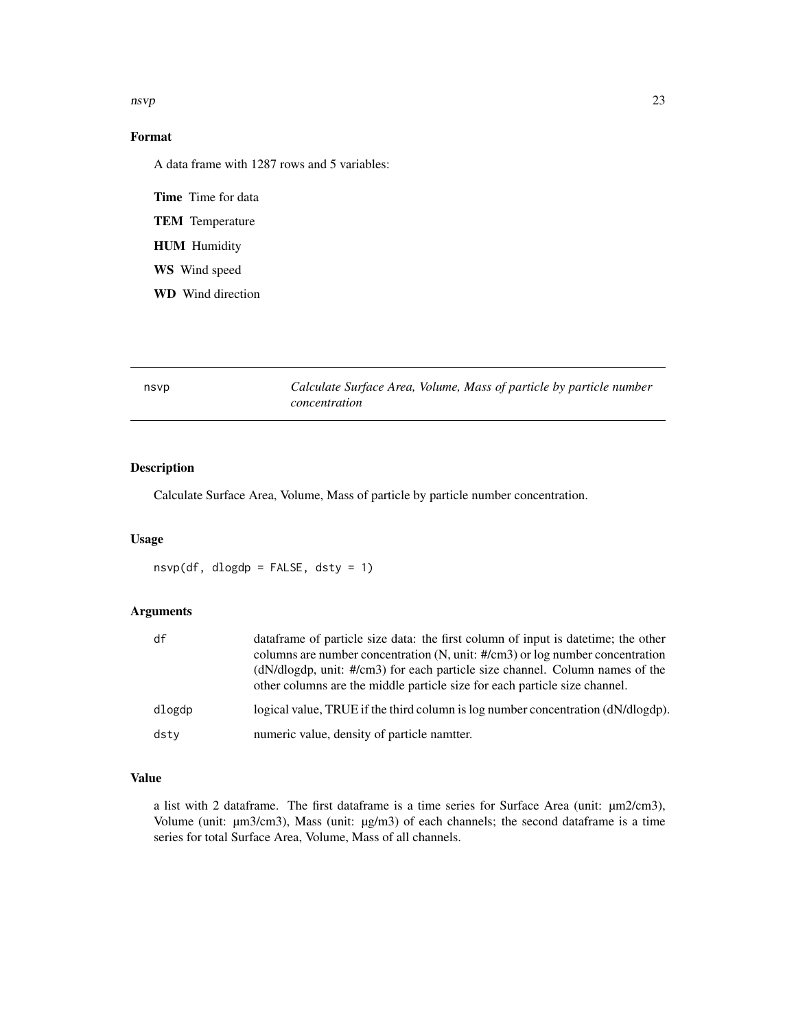## Format

A data frame with 1287 rows and 5 variables:

**Time** Time for data

**TEM** Temperature

**HUM** Humidity

**WS** Wind speed

**WD** Wind direction

---

## nsvp — *Calculate Surface Area, Volume, Mass of particle by particle number concentration*

---

### Description

Calculate Surface Area, Volume, Mass of particle by particle number concentration.

### Usage

```
nsvp(df, dlogdp = FALSE, dsty = 1)
```

### Arguments

| | |
|---|---|
| `df` | dataframe of particle size data: the first column of input is datetime; the other columns are number concentration (N, unit: #/cm3) or log number concentration (dN/dlogdp, unit: #/cm3) for each particle size channel. Column names of the other columns are the middle particle size for each particle size channel. |
| `dlogdp` | logical value, TRUE if the third column is log number concentration (dN/dlogdp). |
| `dsty` | numeric value, density of particle namtter. |

### Value

a list with 2 dataframe. The first dataframe is a time series for Surface Area (unit: μm2/cm3), Volume (unit: μm3/cm3), Mass (unit: μg/m3) of each channels; the second dataframe is a time series for total Surface Area, Volume, Mass of all channels.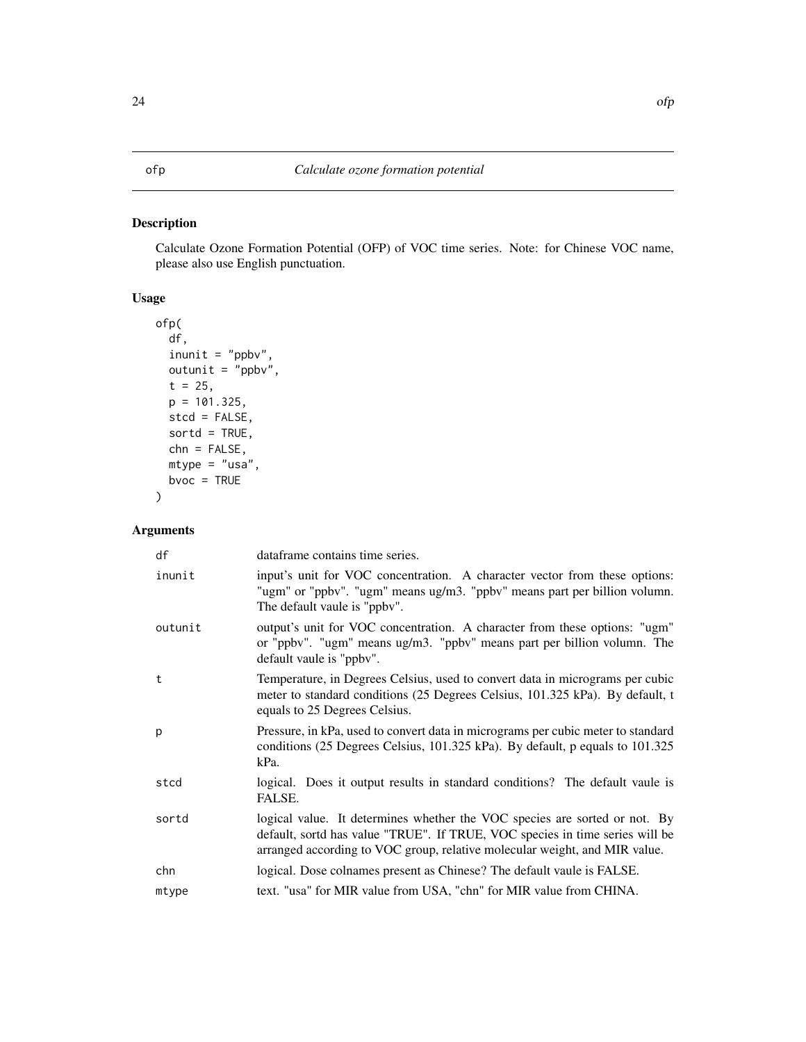# ofp — Calculate ozone formation potential

## Description

Calculate Ozone Formation Potential (OFP) of VOC time series. Note: for Chinese VOC name, please also use English punctuation.

## Usage

```
ofp(
  df,
  inunit = "ppbv",
  outunit = "ppbv",
  t = 25,
  p = 101.325,
  stcd = FALSE,
  sortd = TRUE,
  chn = FALSE,
  mtype = "usa",
  bvoc = TRUE
)
```

## Arguments

| | |
|---|---|
| df | dataframe contains time series. |
| inunit | input's unit for VOC concentration. A character vector from these options: "ugm" or "ppbv". "ugm" means ug/m3. "ppbv" means part per billion volumn. The default vaule is "ppbv". |
| outunit | output's unit for VOC concentration. A character from these options: "ugm" or "ppbv". "ugm" means ug/m3. "ppbv" means part per billion volumn. The default vaule is "ppbv". |
| t | Temperature, in Degrees Celsius, used to convert data in micrograms per cubic meter to standard conditions (25 Degrees Celsius, 101.325 kPa). By default, t equals to 25 Degrees Celsius. |
| p | Pressure, in kPa, used to convert data in micrograms per cubic meter to standard conditions (25 Degrees Celsius, 101.325 kPa). By default, p equals to 101.325 kPa. |
| stcd | logical. Does it output results in standard conditions? The default vaule is FALSE. |
| sortd | logical value. It determines whether the VOC species are sorted or not. By default, sortd has value "TRUE". If TRUE, VOC species in time series will be arranged according to VOC group, relative molecular weight, and MIR value. |
| chn | logical. Dose colnames present as Chinese? The default vaule is FALSE. |
| mtype | text. "usa" for MIR value from USA, "chn" for MIR value from CHINA. |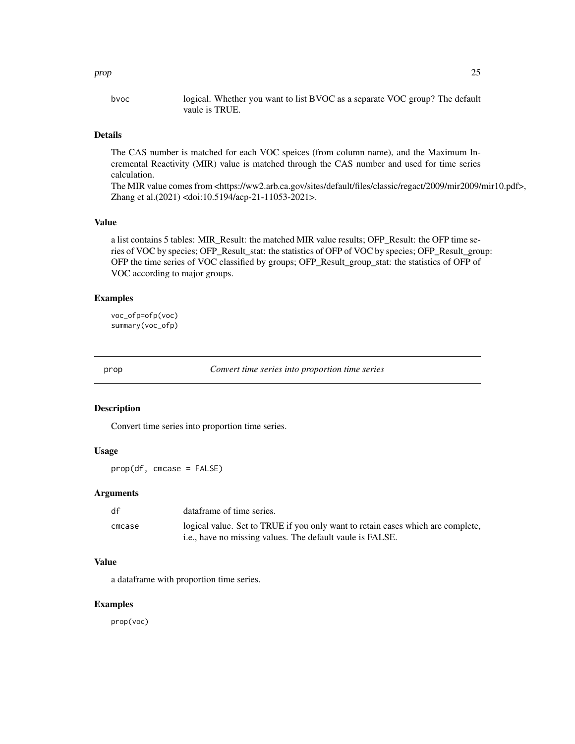| | |
|---|---|
| bvoc | logical. Whether you want to list BVOC as a separate VOC group? The default vaule is TRUE. |

### Details

The CAS number is matched for each VOC speices (from column name), and the Maximum Incremental Reactivity (MIR) value is matched through the CAS number and used for time series calculation.
The MIR value comes from <https://ww2.arb.ca.gov/sites/default/files/classic/regact/2009/mir2009/mir10.pdf>, Zhang et al.(2021) <doi:10.5194/acp-21-11053-2021>.

### Value

a list contains 5 tables: MIR_Result: the matched MIR value results; OFP_Result: the OFP time series of VOC by species; OFP_Result_stat: the statistics of OFP of VOC by species; OFP_Result_group: OFP the time series of VOC classified by groups; OFP_Result_group_stat: the statistics of OFP of VOC according to major groups.

### Examples

```
voc_ofp=ofp(voc)
summary(voc_ofp)
```

---

## prop — *Convert time series into proportion time series*

---

### Description

Convert time series into proportion time series.

### Usage

```
prop(df, cmcase = FALSE)
```

### Arguments

| | |
|---|---|
| df | dataframe of time series. |
| cmcase | logical value. Set to TRUE if you only want to retain cases which are complete, i.e., have no missing values. The default vaule is FALSE. |

### Value

a dataframe with proportion time series.

### Examples

```
prop(voc)
```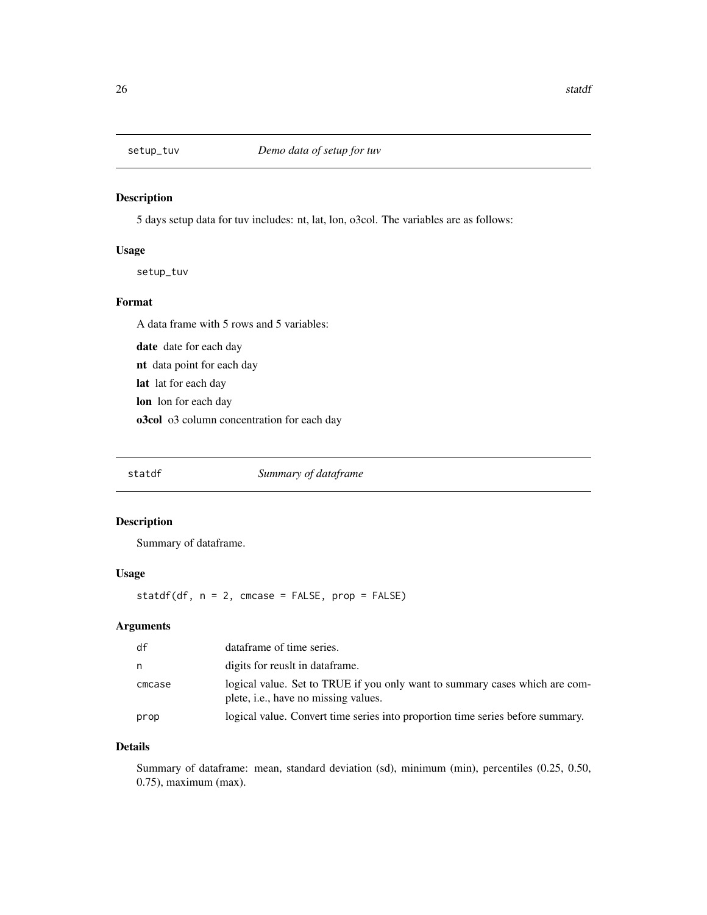## setup_tuv *Demo data of setup for tuv*

### Description

5 days setup data for tuv includes: nt, lat, lon, o3col. The variables are as follows:

### Usage

```
setup_tuv
```

### Format

A data frame with 5 rows and 5 variables:

**date** date for each day

**nt** data point for each day

**lat** lat for each day

**lon** lon for each day

**o3col** o3 column concentration for each day

## statdf *Summary of dataframe*

### Description

Summary of dataframe.

### Usage

```
statdf(df, n = 2, cmcase = FALSE, prop = FALSE)
```

### Arguments

| | |
|---|---|
| df | dataframe of time series. |
| n | digits for reuslt in dataframe. |
| cmcase | logical value. Set to TRUE if you only want to summary cases which are complete, i.e., have no missing values. |
| prop | logical value. Convert time series into proportion time series before summary. |

### Details

Summary of dataframe: mean, standard deviation (sd), minimum (min), percentiles (0.25, 0.50, 0.75), maximum (max).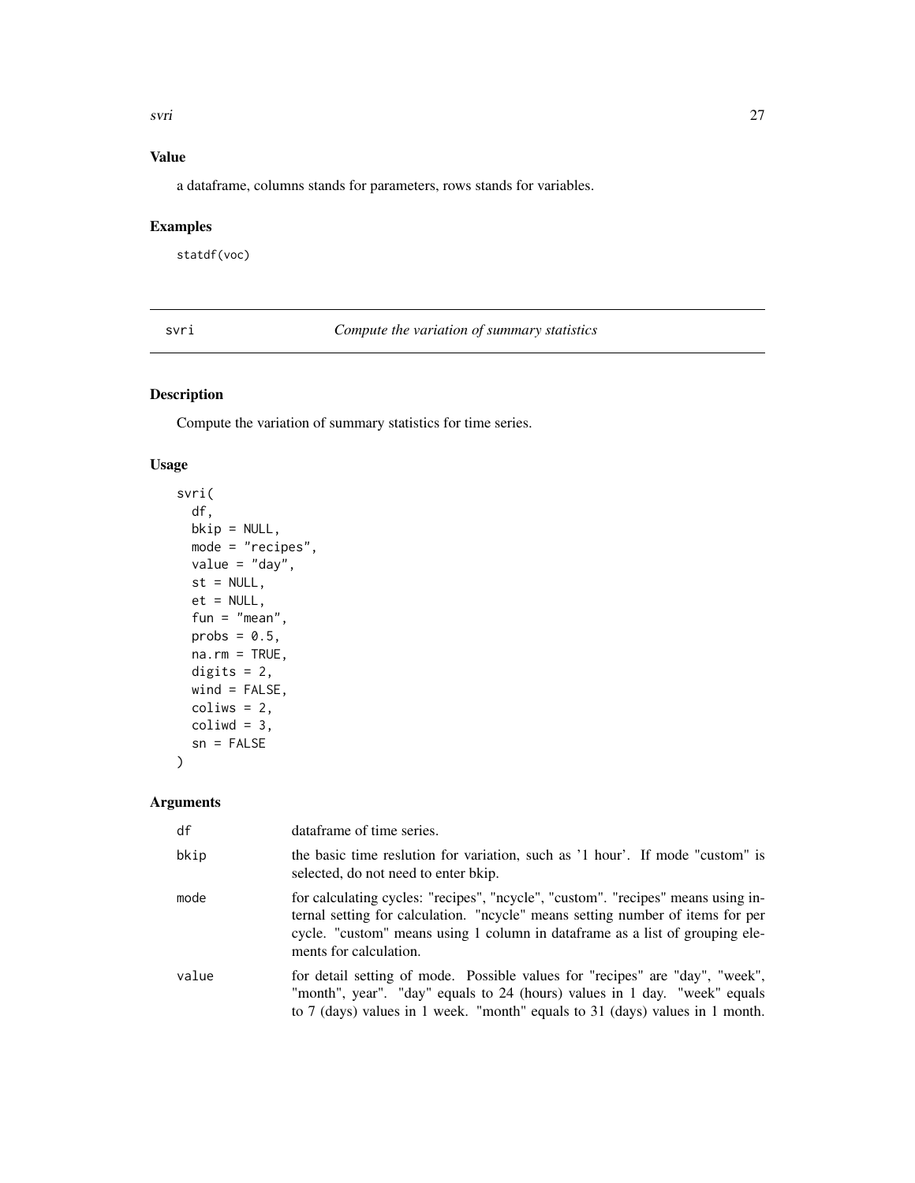## Value

a dataframe, columns stands for parameters, rows stands for variables.

## Examples

```
statdf(voc)
```

---

# svri — *Compute the variation of summary statistics*

## Description

Compute the variation of summary statistics for time series.

## Usage

```
svri(
  df,
  bkip = NULL,
  mode = "recipes",
  value = "day",
  st = NULL,
  et = NULL,
  fun = "mean",
  probs = 0.5,
  na.rm = TRUE,
  digits = 2,
  wind = FALSE,
  coliws = 2,
  coliwd = 3,
  sn = FALSE
)
```

## Arguments

| | |
|---|---|
| df | dataframe of time series. |
| bkip | the basic time reslution for variation, such as '1 hour'. If mode "custom" is selected, do not need to enter bkip. |
| mode | for calculating cycles: "recipes", "ncycle", "custom". "recipes" means using internal setting for calculation. "ncycle" means setting number of items for per cycle. "custom" means using 1 column in dataframe as a list of grouping elements for calculation. |
| value | for detail setting of mode. Possible values for "recipes" are "day", "week", "month", year". "day" equals to 24 (hours) values in 1 day. "week" equals to 7 (days) values in 1 week. "month" equals to 31 (days) values in 1 month. |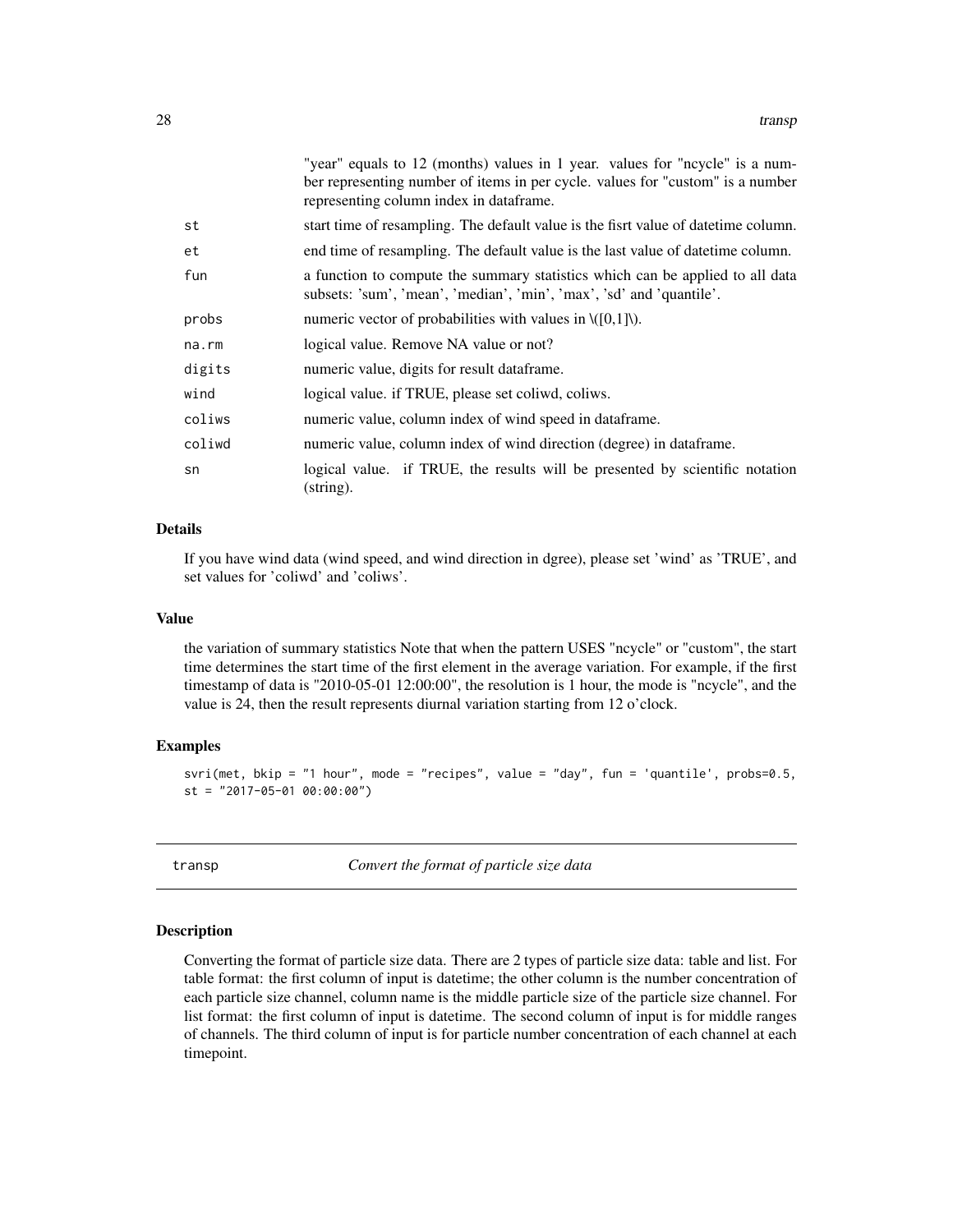"year" equals to 12 (months) values in 1 year. values for "ncycle" is a number representing number of items in per cycle. values for "custom" is a number representing column index in dataframe.

| | |
|---|---|
| st | start time of resampling. The default value is the fisrt value of datetime column. |
| et | end time of resampling. The default value is the last value of datetime column. |
| fun | a function to compute the summary statistics which can be applied to all data subsets: 'sum', 'mean', 'median', 'min', 'max', 'sd' and 'quantile'. |
| probs | numeric vector of probabilities with values in \([0,1]\). |
| na.rm | logical value. Remove NA value or not? |
| digits | numeric value, digits for result dataframe. |
| wind | logical value. if TRUE, please set coliwd, coliws. |
| coliws | numeric value, column index of wind speed in dataframe. |
| coliwd | numeric value, column index of wind direction (degree) in dataframe. |
| sn | logical value. if TRUE, the results will be presented by scientific notation (string). |

### Details

If you have wind data (wind speed, and wind direction in dgree), please set 'wind' as 'TRUE', and set values for 'coliwd' and 'coliws'.

### Value

the variation of summary statistics Note that when the pattern USES "ncycle" or "custom", the start time determines the start time of the first element in the average variation. For example, if the first timestamp of data is "2010-05-01 12:00:00", the resolution is 1 hour, the mode is "ncycle", and the value is 24, then the result represents diurnal variation starting from 12 o'clock.

### Examples

```
svri(met, bkip = "1 hour", mode = "recipes", value = "day", fun = 'quantile', probs=0.5,
st = "2017-05-01 00:00:00")
```

## transp — *Convert the format of particle size data*

### Description

Converting the format of particle size data. There are 2 types of particle size data: table and list. For table format: the first column of input is datetime; the other column is the number concentration of each particle size channel, column name is the middle particle size of the particle size channel. For list format: the first column of input is datetime. The second column of input is for middle ranges of channels. The third column of input is for particle number concentration of each channel at each timepoint.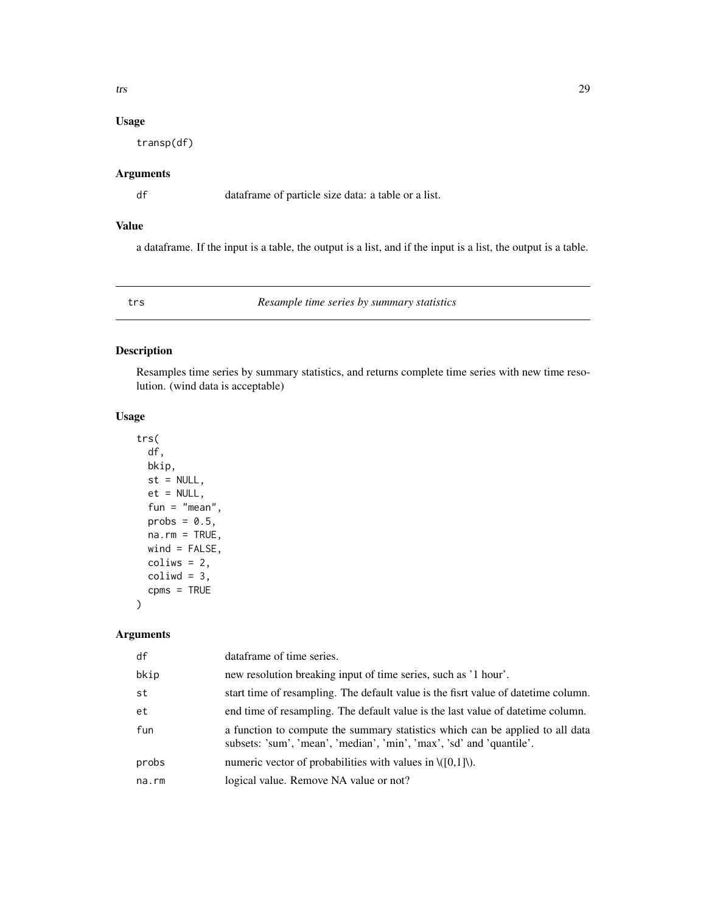### Usage

```
transp(df)
```

### Arguments

| | |
|---|---|
| df | dataframe of particle size data: a table or a list. |

### Value

a dataframe. If the input is a table, the output is a list, and if the input is a list, the output is a table.

---

## trs — *Resample time series by summary statistics*

---

### Description

Resamples time series by summary statistics, and returns complete time series with new time resolution. (wind data is acceptable)

### Usage

```
trs(
  df,
  bkip,
  st = NULL,
  et = NULL,
  fun = "mean",
  probs = 0.5,
  na.rm = TRUE,
  wind = FALSE,
  coliws = 2,
  coliwd = 3,
  cpms = TRUE
)
```

### Arguments

| | |
|---|---|
| df | dataframe of time series. |
| bkip | new resolution breaking input of time series, such as '1 hour'. |
| st | start time of resampling. The default value is the fisrt value of datetime column. |
| et | end time of resampling. The default value is the last value of datetime column. |
| fun | a function to compute the summary statistics which can be applied to all data subsets: 'sum', 'mean', 'median', 'min', 'max', 'sd' and 'quantile'. |
| probs | numeric vector of probabilities with values in \([0,1]\). |
| na.rm | logical value. Remove NA value or not? |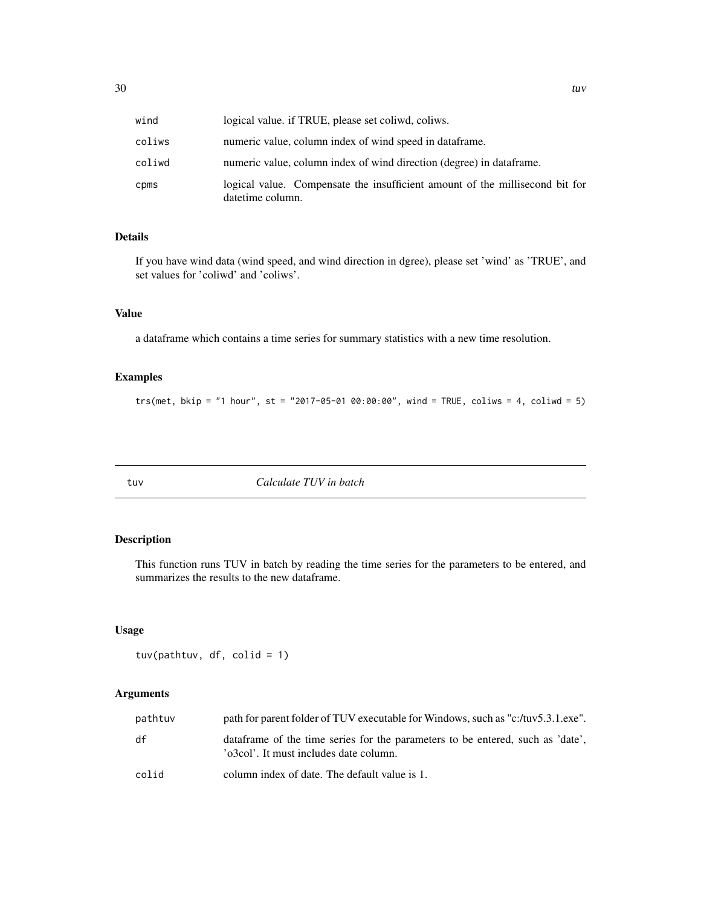| | |
|---|---|
| wind | logical value. if TRUE, please set coliwd, coliws. |
| coliws | numeric value, column index of wind speed in dataframe. |
| coliwd | numeric value, column index of wind direction (degree) in dataframe. |
| cpms | logical value. Compensate the insufficient amount of the millisecond bit for datetime column. |

### Details

If you have wind data (wind speed, and wind direction in dgree), please set 'wind' as 'TRUE', and set values for 'coliwd' and 'coliws'.

### Value

a dataframe which contains a time series for summary statistics with a new time resolution.

### Examples

```
trs(met, bkip = "1 hour", st = "2017-05-01 00:00:00", wind = TRUE, coliws = 4, coliwd = 5)
```

---

## tuv *Calculate TUV in batch*

---

### Description

This function runs TUV in batch by reading the time series for the parameters to be entered, and summarizes the results to the new dataframe.

### Usage

```
tuv(pathtuv, df, colid = 1)
```

### Arguments

| | |
|---|---|
| pathtuv | path for parent folder of TUV executable for Windows, such as "c:/tuv5.3.1.exe". |
| df | dataframe of the time series for the parameters to be entered, such as 'date', 'o3col'. It must includes date column. |
| colid | column index of date. The default value is 1. |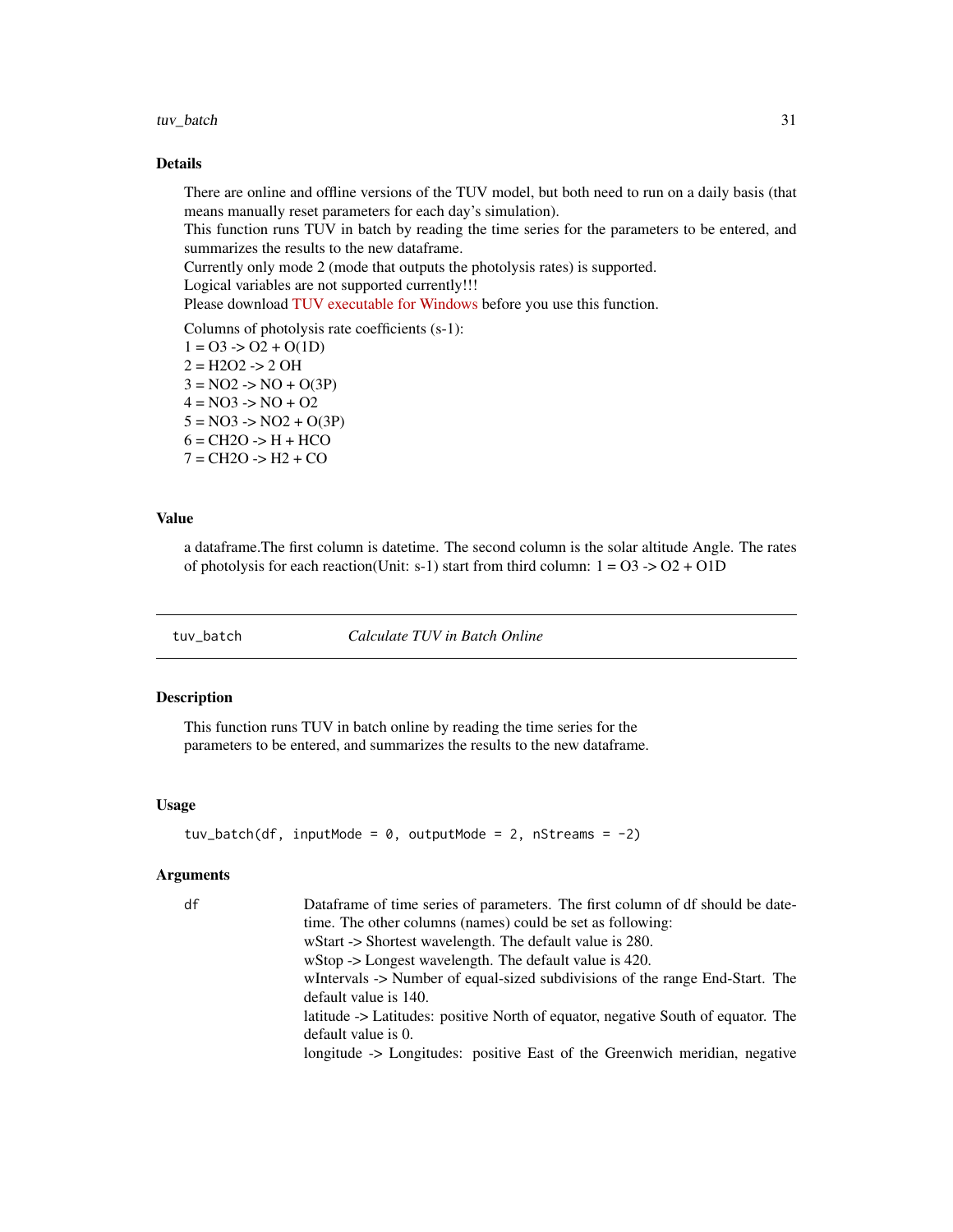## Details

There are online and offline versions of the TUV model, but both need to run on a daily basis (that means manually reset parameters for each day's simulation).
This function runs TUV in batch by reading the time series for the parameters to be entered, and summarizes the results to the new dataframe.
Currently only mode 2 (mode that outputs the photolysis rates) is supported.
Logical variables are not supported currently!!!
Please download TUV executable for Windows before you use this function.

Columns of photolysis rate coefficients (s-1):
1 = O3 -> O2 + O(1D)
2 = H2O2 -> 2 OH
3 = NO2 -> NO + O(3P)
4 = NO3 -> NO + O2
5 = NO3 -> NO2 + O(3P)
6 = CH2O -> H + HCO
7 = CH2O -> H2 + CO

## Value

a dataframe.The first column is datetime. The second column is the solar altitude Angle. The rates of photolysis for each reaction(Unit: s-1) start from third column: 1 = O3 -> O2 + O1D

---

`tuv_batch` *Calculate TUV in Batch Online*

---

## Description

This function runs TUV in batch online by reading the time series for the parameters to be entered, and summarizes the results to the new dataframe.

## Usage

```
tuv_batch(df, inputMode = 0, outputMode = 2, nStreams = -2)
```

## Arguments

`df` Dataframe of time series of parameters. The first column of df should be datetime. The other columns (names) could be set as following:
wStart -> Shortest wavelength. The default value is 280.
wStop -> Longest wavelength. The default value is 420.
wIntervals -> Number of equal-sized subdivisions of the range End-Start. The default value is 140.
latitude -> Latitudes: positive North of equator, negative South of equator. The default value is 0.
longitude -> Longitudes: positive East of the Greenwich meridian, negative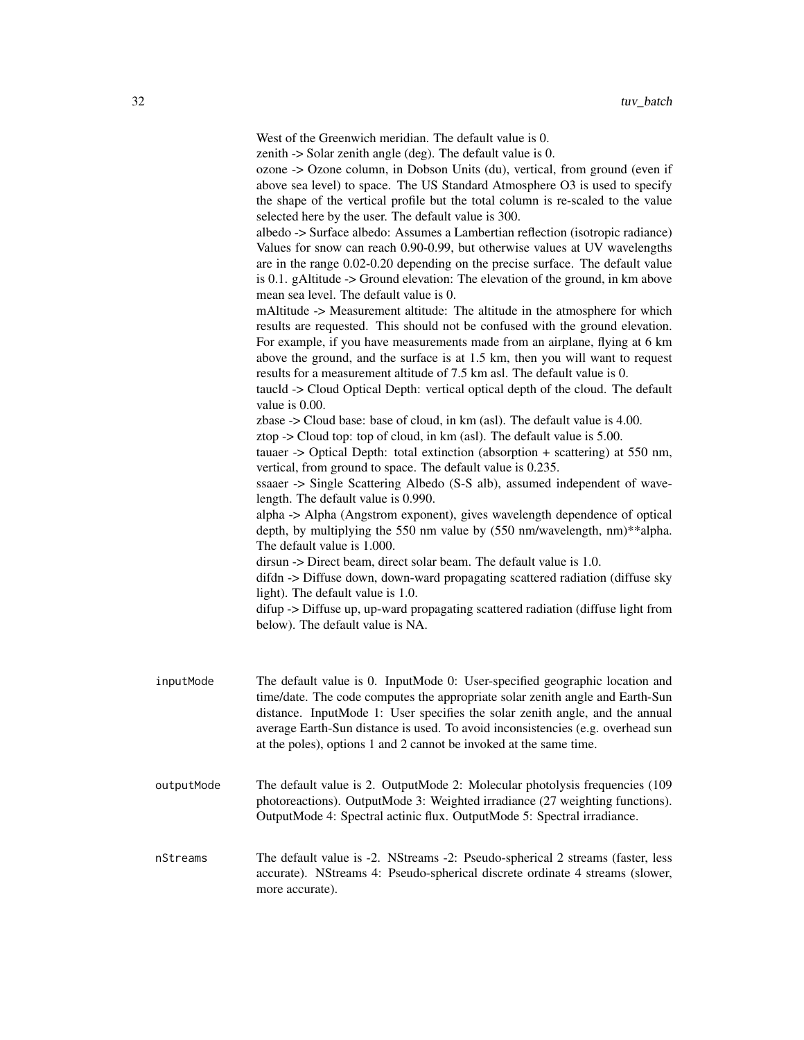West of the Greenwich meridian. The default value is 0.
zenith -> Solar zenith angle (deg). The default value is 0.
ozone -> Ozone column, in Dobson Units (du), vertical, from ground (even if above sea level) to space. The US Standard Atmosphere O3 is used to specify the shape of the vertical profile but the total column is re-scaled to the value selected here by the user. The default value is 300.
albedo -> Surface albedo: Assumes a Lambertian reflection (isotropic radiance) Values for snow can reach 0.90-0.99, but otherwise values at UV wavelengths are in the range 0.02-0.20 depending on the precise surface. The default value is 0.1. gAltitude -> Ground elevation: The elevation of the ground, in km above mean sea level. The default value is 0.
mAltitude -> Measurement altitude: The altitude in the atmosphere for which results are requested. This should not be confused with the ground elevation. For example, if you have measurements made from an airplane, flying at 6 km above the ground, and the surface is at 1.5 km, then you will want to request results for a measurement altitude of 7.5 km asl. The default value is 0.
taucld -> Cloud Optical Depth: vertical optical depth of the cloud. The default value is 0.00.
zbase -> Cloud base: base of cloud, in km (asl). The default value is 4.00.
ztop -> Cloud top: top of cloud, in km (asl). The default value is 5.00.
tauaer -> Optical Depth: total extinction (absorption + scattering) at 550 nm, vertical, from ground to space. The default value is 0.235.
ssaaer -> Single Scattering Albedo (S-S alb), assumed independent of wavelength. The default value is 0.990.
alpha -> Alpha (Angstrom exponent), gives wavelength dependence of optical depth, by multiplying the 550 nm value by (550 nm/wavelength, nm)**alpha. The default value is 1.000.
dirsun -> Direct beam, direct solar beam. The default value is 1.0.
difdn -> Diffuse down, down-ward propagating scattered radiation (diffuse sky light). The default value is 1.0.
difup -> Diffuse up, up-ward propagating scattered radiation (diffuse light from below). The default value is NA.

`inputMode` The default value is 0. InputMode 0: User-specified geographic location and time/date. The code computes the appropriate solar zenith angle and Earth-Sun distance. InputMode 1: User specifies the solar zenith angle, and the annual average Earth-Sun distance is used. To avoid inconsistencies (e.g. overhead sun at the poles), options 1 and 2 cannot be invoked at the same time.

`outputMode` The default value is 2. OutputMode 2: Molecular photolysis frequencies (109 photoreactions). OutputMode 3: Weighted irradiance (27 weighting functions). OutputMode 4: Spectral actinic flux. OutputMode 5: Spectral irradiance.

`nStreams` The default value is -2. NStreams -2: Pseudo-spherical 2 streams (faster, less accurate). NStreams 4: Pseudo-spherical discrete ordinate 4 streams (slower, more accurate).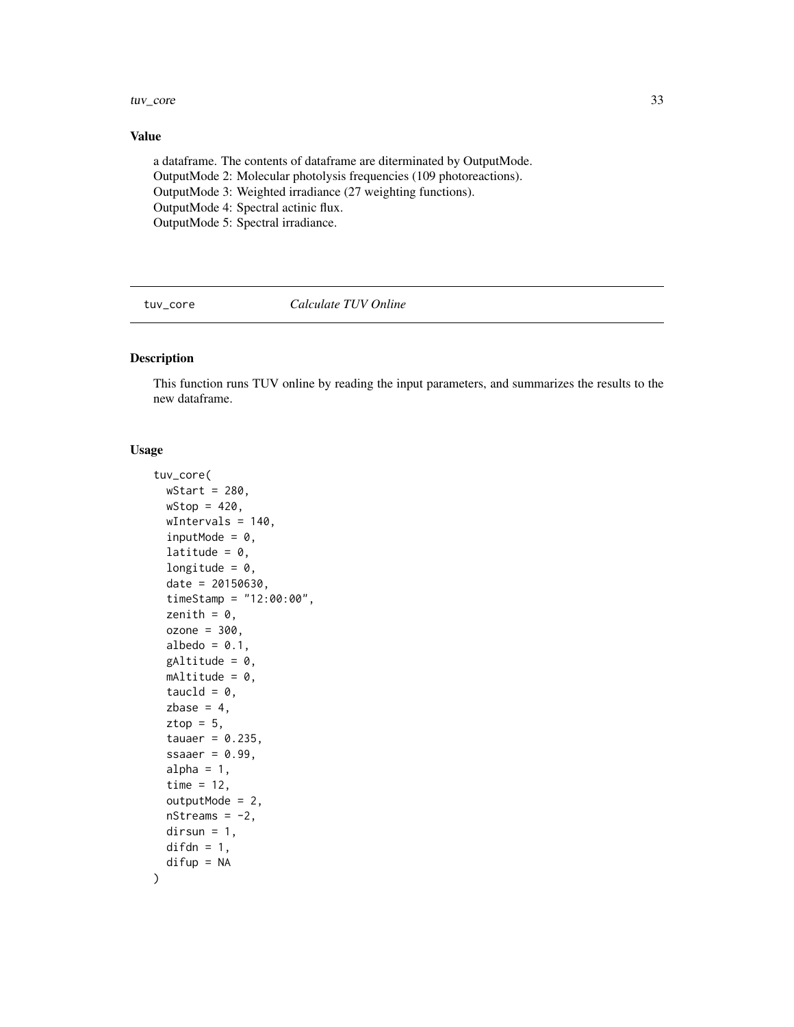## Value

a dataframe. The contents of dataframe are diterminated by OutputMode.
OutputMode 2: Molecular photolysis frequencies (109 photoreactions).
OutputMode 3: Weighted irradiance (27 weighting functions).
OutputMode 4: Spectral actinic flux.
OutputMode 5: Spectral irradiance.

---

# tuv_core *Calculate TUV Online*

## Description

This function runs TUV online by reading the input parameters, and summarizes the results to the new dataframe.

## Usage

```
tuv_core(
  wStart = 280,
  wStop = 420,
  wIntervals = 140,
  inputMode = 0,
  latitude = 0,
  longitude = 0,
  date = 20150630,
  timeStamp = "12:00:00",
  zenith = 0,
  ozone = 300,
  albedo = 0.1,
  gAltitude = 0,
  mAltitude = 0,
  taucld = 0,
  zbase = 4,
  ztop = 5,
  tauaer = 0.235,
  ssaaer = 0.99,
  alpha = 1,
  time = 12,
  outputMode = 2,
  nStreams = -2,
  dirsun = 1,
  difdn = 1,
  difup = NA
)
```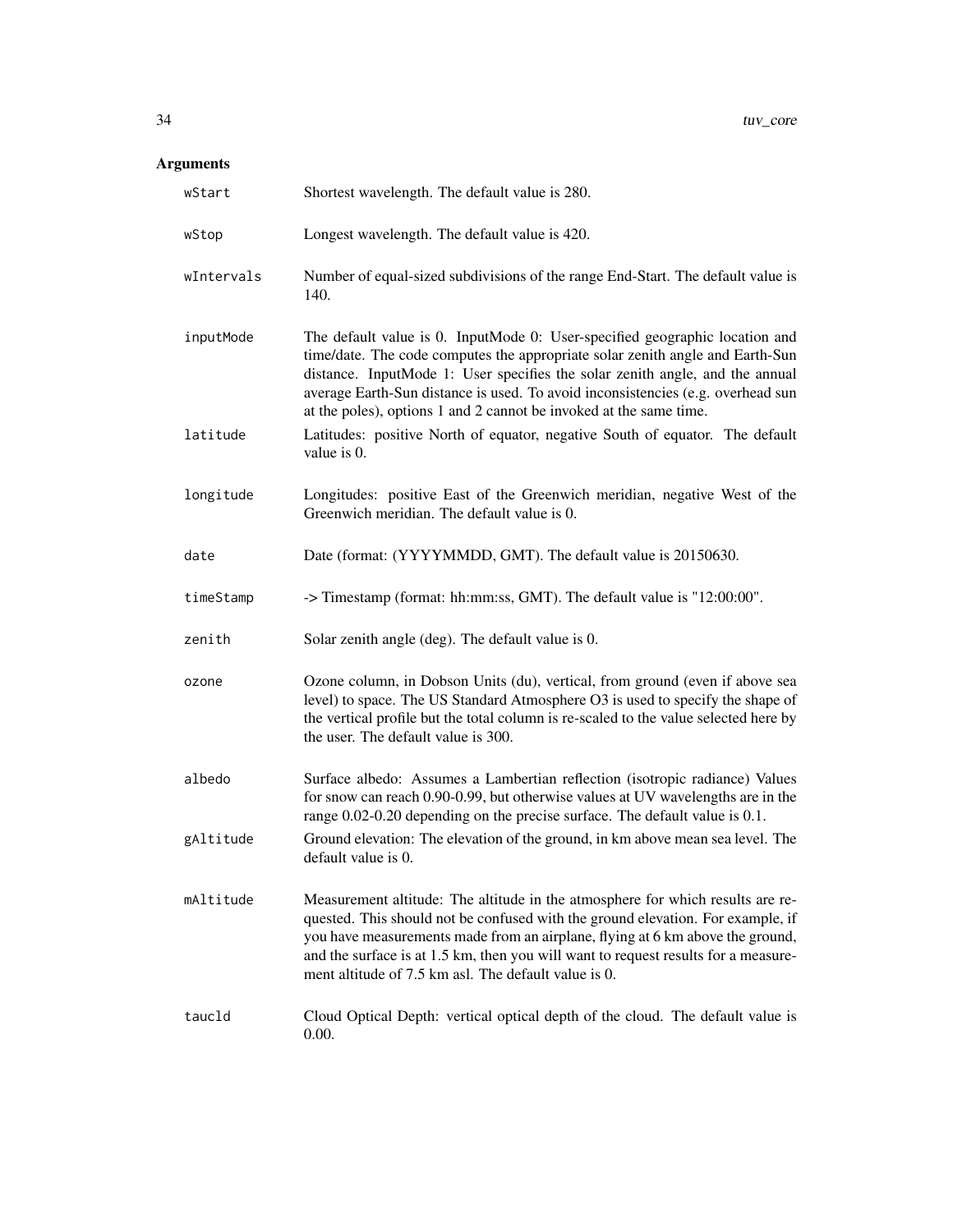## Arguments

| | |
|---|---|
| `wStart` | Shortest wavelength. The default value is 280. |
| `wStop` | Longest wavelength. The default value is 420. |
| `wIntervals` | Number of equal-sized subdivisions of the range End-Start. The default value is 140. |
| `inputMode` | The default value is 0. InputMode 0: User-specified geographic location and time/date. The code computes the appropriate solar zenith angle and Earth-Sun distance. InputMode 1: User specifies the solar zenith angle, and the annual average Earth-Sun distance is used. To avoid inconsistencies (e.g. overhead sun at the poles), options 1 and 2 cannot be invoked at the same time. |
| `latitude` | Latitudes: positive North of equator, negative South of equator. The default value is 0. |
| `longitude` | Longitudes: positive East of the Greenwich meridian, negative West of the Greenwich meridian. The default value is 0. |
| `date` | Date (format: (YYYYMMDD, GMT). The default value is 20150630. |
| `timeStamp` | -> Timestamp (format: hh:mm:ss, GMT). The default value is "12:00:00". |
| `zenith` | Solar zenith angle (deg). The default value is 0. |
| `ozone` | Ozone column, in Dobson Units (du), vertical, from ground (even if above sea level) to space. The US Standard Atmosphere $O_3$ is used to specify the shape of the vertical profile but the total column is re-scaled to the value selected here by the user. The default value is 300. |
| `albedo` | Surface albedo: Assumes a Lambertian reflection (isotropic radiance) Values for snow can reach 0.90-0.99, but otherwise values at UV wavelengths are in the range 0.02-0.20 depending on the precise surface. The default value is 0.1. |
| `gAltitude` | Ground elevation: The elevation of the ground, in km above mean sea level. The default value is 0. |
| `mAltitude` | Measurement altitude: The altitude in the atmosphere for which results are requested. This should not be confused with the ground elevation. For example, if you have measurements made from an airplane, flying at 6 km above the ground, and the surface is at 1.5 km, then you will want to request results for a measurement altitude of 7.5 km asl. The default value is 0. |
| `taucld` | Cloud Optical Depth: vertical optical depth of the cloud. The default value is 0.00. |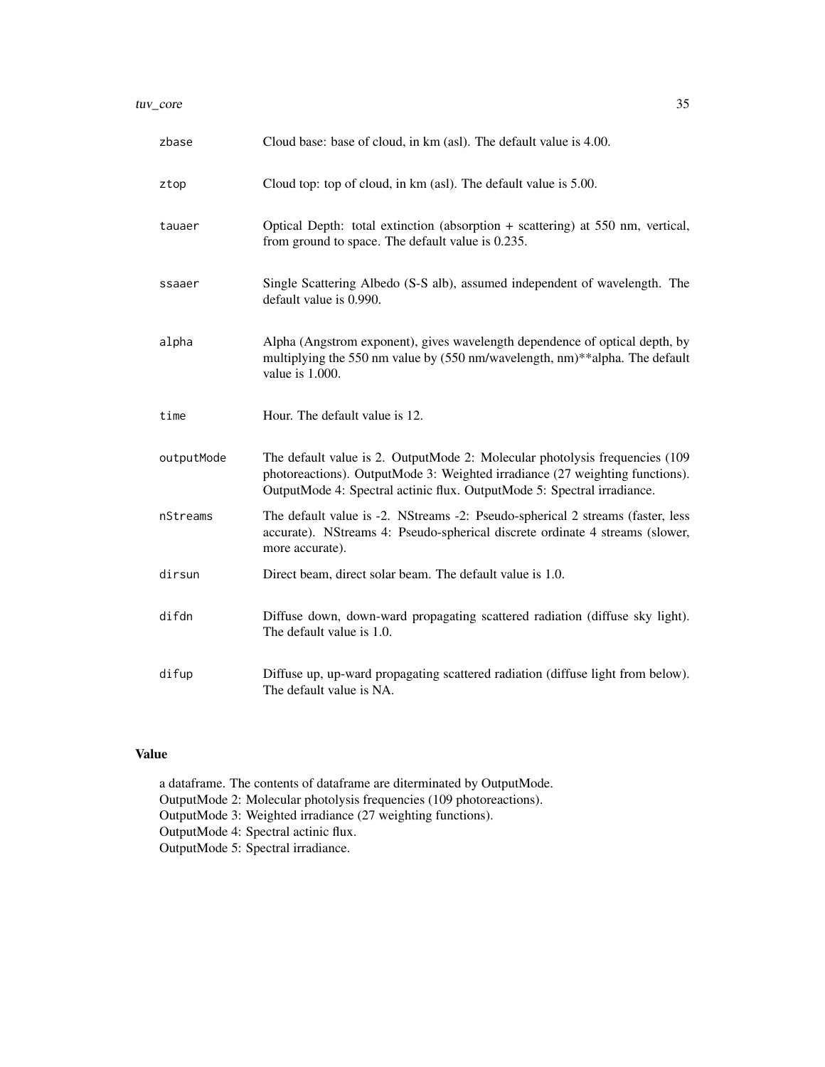| | |
|---|---|
| zbase | Cloud base: base of cloud, in km (asl). The default value is 4.00. |
| ztop | Cloud top: top of cloud, in km (asl). The default value is 5.00. |
| tauaer | Optical Depth: total extinction (absorption + scattering) at 550 nm, vertical, from ground to space. The default value is 0.235. |
| ssaaer | Single Scattering Albedo (S-S alb), assumed independent of wavelength. The default value is 0.990. |
| alpha | Alpha (Angstrom exponent), gives wavelength dependence of optical depth, by multiplying the 550 nm value by (550 nm/wavelength, nm)**alpha. The default value is 1.000. |
| time | Hour. The default value is 12. |
| outputMode | The default value is 2. OutputMode 2: Molecular photolysis frequencies (109 photoreactions). OutputMode 3: Weighted irradiance (27 weighting functions). OutputMode 4: Spectral actinic flux. OutputMode 5: Spectral irradiance. |
| nStreams | The default value is -2. NStreams -2: Pseudo-spherical 2 streams (faster, less accurate). NStreams 4: Pseudo-spherical discrete ordinate 4 streams (slower, more accurate). |
| dirsun | Direct beam, direct solar beam. The default value is 1.0. |
| difdn | Diffuse down, down-ward propagating scattered radiation (diffuse sky light). The default value is 1.0. |
| difup | Diffuse up, up-ward propagating scattered radiation (diffuse light from below). The default value is NA. |

## Value

a dataframe. The contents of dataframe are diterminated by OutputMode.
OutputMode 2: Molecular photolysis frequencies (109 photoreactions).
OutputMode 3: Weighted irradiance (27 weighting functions).
OutputMode 4: Spectral actinic flux.
OutputMode 5: Spectral irradiance.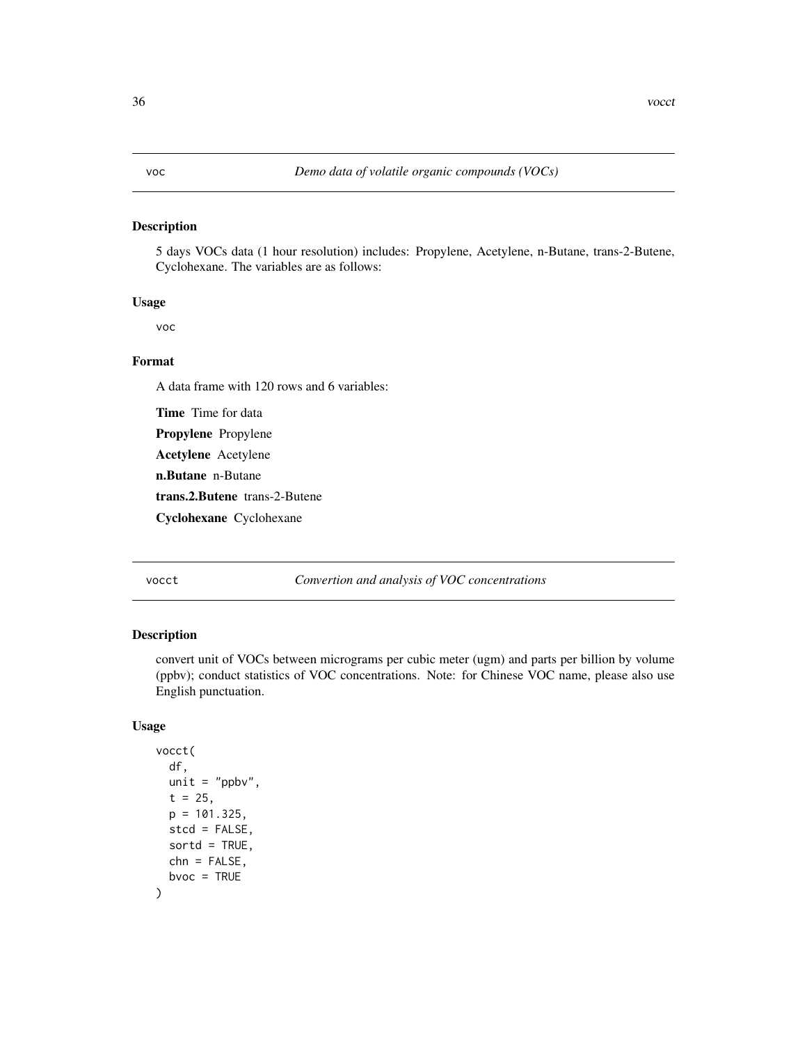## voc — *Demo data of volatile organic compounds (VOCs)*

### Description

5 days VOCs data (1 hour resolution) includes: Propylene, Acetylene, n-Butane, trans-2-Butene, Cyclohexane. The variables are as follows:

### Usage

```
voc
```

### Format

A data frame with 120 rows and 6 variables:

**Time** Time for data

**Propylene** Propylene

**Acetylene** Acetylene

**n.Butane** n-Butane

**trans.2.Butene** trans-2-Butene

**Cyclohexane** Cyclohexane

## vocct — *Convertion and analysis of VOC concentrations*

### Description

convert unit of VOCs between micrograms per cubic meter (ugm) and parts per billion by volume (ppbv); conduct statistics of VOC concentrations. Note: for Chinese VOC name, please also use English punctuation.

### Usage

```
vocct(
  df,
  unit = "ppbv",
  t = 25,
  p = 101.325,
  stcd = FALSE,
  sortd = TRUE,
  chn = FALSE,
  bvoc = TRUE
)
```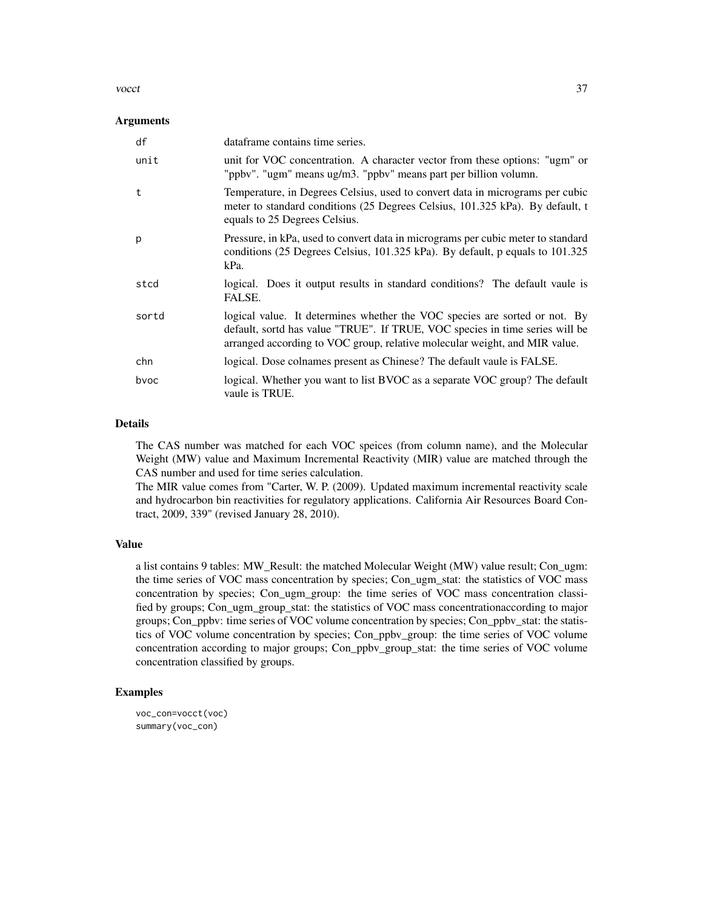## Arguments

| | |
|---|---|
| df | dataframe contains time series. |
| unit | unit for VOC concentration. A character vector from these options: "ugm" or "ppbv". "ugm" means ug/m3. "ppbv" means part per billion volumn. |
| t | Temperature, in Degrees Celsius, used to convert data in micrograms per cubic meter to standard conditions (25 Degrees Celsius, 101.325 kPa). By default, t equals to 25 Degrees Celsius. |
| p | Pressure, in kPa, used to convert data in micrograms per cubic meter to standard conditions (25 Degrees Celsius, 101.325 kPa). By default, p equals to 101.325 kPa. |
| stcd | logical. Does it output results in standard conditions? The default vaule is FALSE. |
| sortd | logical value. It determines whether the VOC species are sorted or not. By default, sortd has value "TRUE". If TRUE, VOC species in time series will be arranged according to VOC group, relative molecular weight, and MIR value. |
| chn | logical. Dose colnames present as Chinese? The default vaule is FALSE. |
| bvoc | logical. Whether you want to list BVOC as a separate VOC group? The default vaule is TRUE. |

## Details

The CAS number was matched for each VOC speices (from column name), and the Molecular Weight (MW) value and Maximum Incremental Reactivity (MIR) value are matched through the CAS number and used for time series calculation.
The MIR value comes from "Carter, W. P. (2009). Updated maximum incremental reactivity scale and hydrocarbon bin reactivities for regulatory applications. California Air Resources Board Contract, 2009, 339" (revised January 28, 2010).

## Value

a list contains 9 tables: MW_Result: the matched Molecular Weight (MW) value result; Con_ugm: the time series of VOC mass concentration by species; Con_ugm_stat: the statistics of VOC mass concentration by species; Con_ugm_group: the time series of VOC mass concentration classified by groups; Con_ugm_group_stat: the statistics of VOC mass concentrationaccording to major groups; Con_ppbv: time series of VOC volume concentration by species; Con_ppbv_stat: the statistics of VOC volume concentration by species; Con_ppbv_group: the time series of VOC volume concentration according to major groups; Con_ppbv_group_stat: the time series of VOC volume concentration classified by groups.

## Examples

```
voc_con=vocct(voc)
summary(voc_con)
```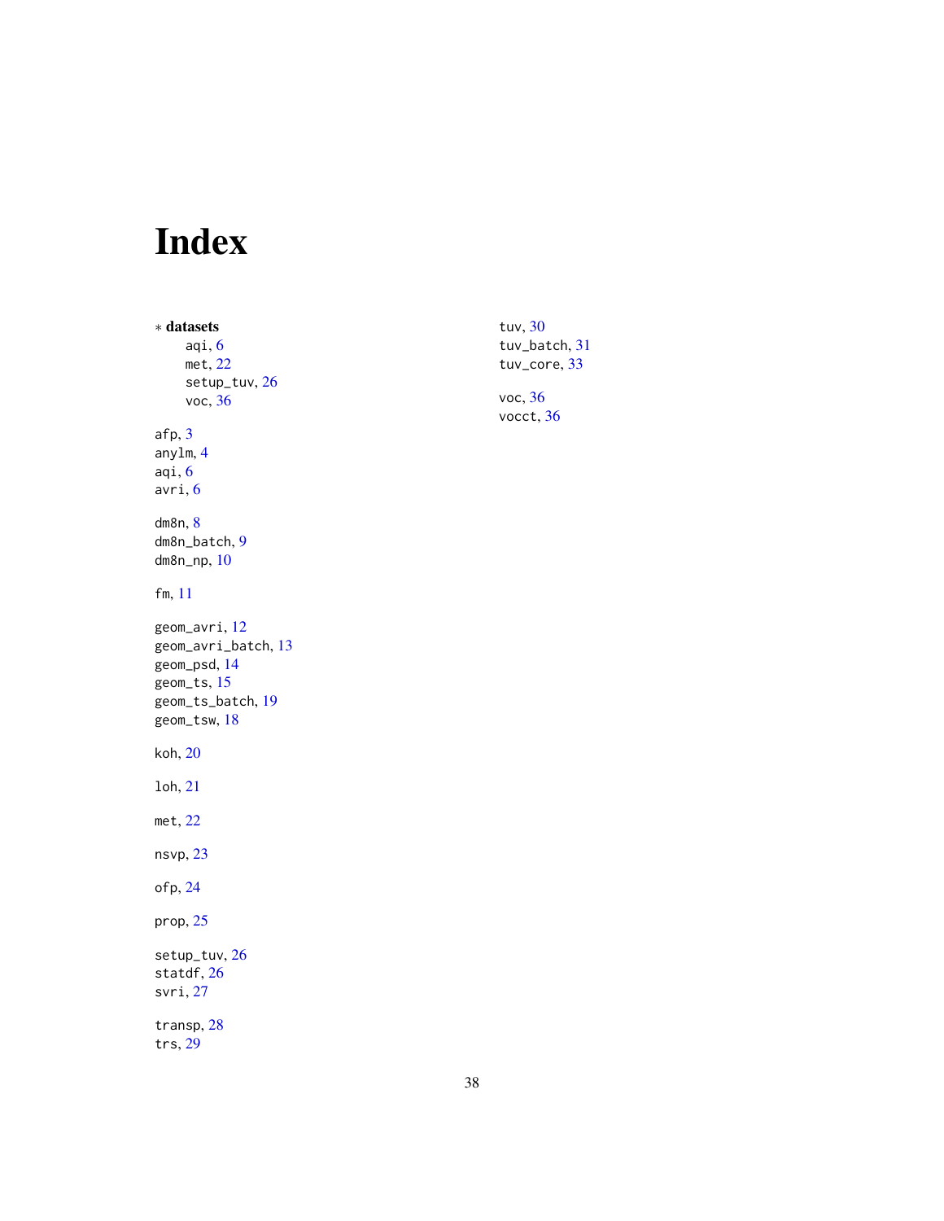# Index

∗ **datasets**
  aqi, 6
  met, 22
  setup_tuv, 26
  voc, 36

afp, 3
anylm, 4
aqi, 6
avri, 6

dm8n, 8
dm8n_batch, 9
dm8n_np, 10

fm, 11

geom_avri, 12
geom_avri_batch, 13
geom_psd, 14
geom_ts, 15
geom_ts_batch, 19
geom_tsw, 18

koh, 20

loh, 21

met, 22

nsvp, 23

ofp, 24

prop, 25

setup_tuv, 26
statdf, 26
svri, 27

transp, 28
trs, 29
tuv, 30
tuv_batch, 31
tuv_core, 33

voc, 36
vocct, 36